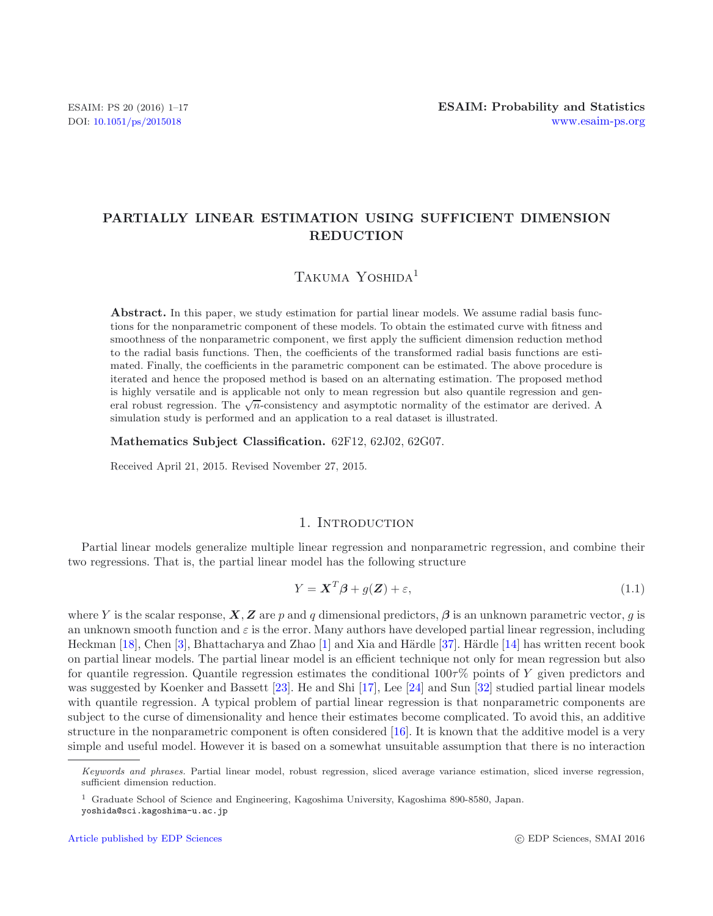# PARTIALLY LINEAR ESTIMATION USING SUFFICIENT DIMENSION REDUCTION

Takuma Yoshida[1]

**Abstract.** In this paper, we study estimation for partial linear models. We assume radial basis functions for the nonparametric component of these models. To obtain the estimated curve with fitness and smoothness of the nonparametric component, we first apply the sufficient dimension reduction method to the radial basis functions. Then, the coefficients of the transformed radial basis functions are estimated. Finally, the coefficients in the parametric component can be estimated. The above procedure is iterated and hence the proposed method is based on an alternating estimation. The proposed method is highly versatile and is applicable not only to mean regression but also quantile regression and general robust regression. The $\sqrt{n}$-consistency and asymptotic normality of the estimator are derived. A simulation study is performed and an application to a real dataset is illustrated.

**Mathematics Subject Classification.** 62F12, 62J02, 62G07.

Received April 21, 2015. Revised November 27, 2015.

## 1. Introduction

Partial linear models generalize multiple linear regression and nonparametric regression, and combine their two regressions. That is, the partial linear model has the following structure

$$Y = \boldsymbol{X}^T\boldsymbol{\beta} + g(\boldsymbol{Z}) + \varepsilon, \tag{1.1}$$

where $Y$ is the scalar response, $\boldsymbol{X}, \boldsymbol{Z}$ are $p$ and $q$ dimensional predictors, $\boldsymbol{\beta}$ is an unknown parametric vector, $g$ is an unknown smooth function and $\varepsilon$ is the error. Many authors have developed partial linear regression, including Heckman [18], Chen [3], Bhattacharya and Zhao [1] and Xia and Härdle [37]. Härdle [14] has written recent book on partial linear models. The partial linear model is an efficient technique not only for mean regression but also for quantile regression. Quantile regression estimates the conditional $100\tau$% points of $Y$ given predictors and was suggested by Koenker and Bassett [23]. He and Shi [17], Lee [24] and Sun [32] studied partial linear models with quantile regression. A typical problem of partial linear regression is that nonparametric components are subject to the curse of dimensionality and hence their estimates become complicated. To avoid this, an additive structure in the nonparametric component is often considered [16]. It is known that the additive model is a very simple and useful model. However it is based on a somewhat unsuitable assumption that there is no interaction

*Keywords and phrases.* Partial linear model, robust regression, sliced average variance estimation, sliced inverse regression, sufficient dimension reduction.

[1] Graduate School of Science and Engineering, Kagoshima University, Kagoshima 890-8580, Japan.
yoshida@sci.kagoshima-u.ac.jp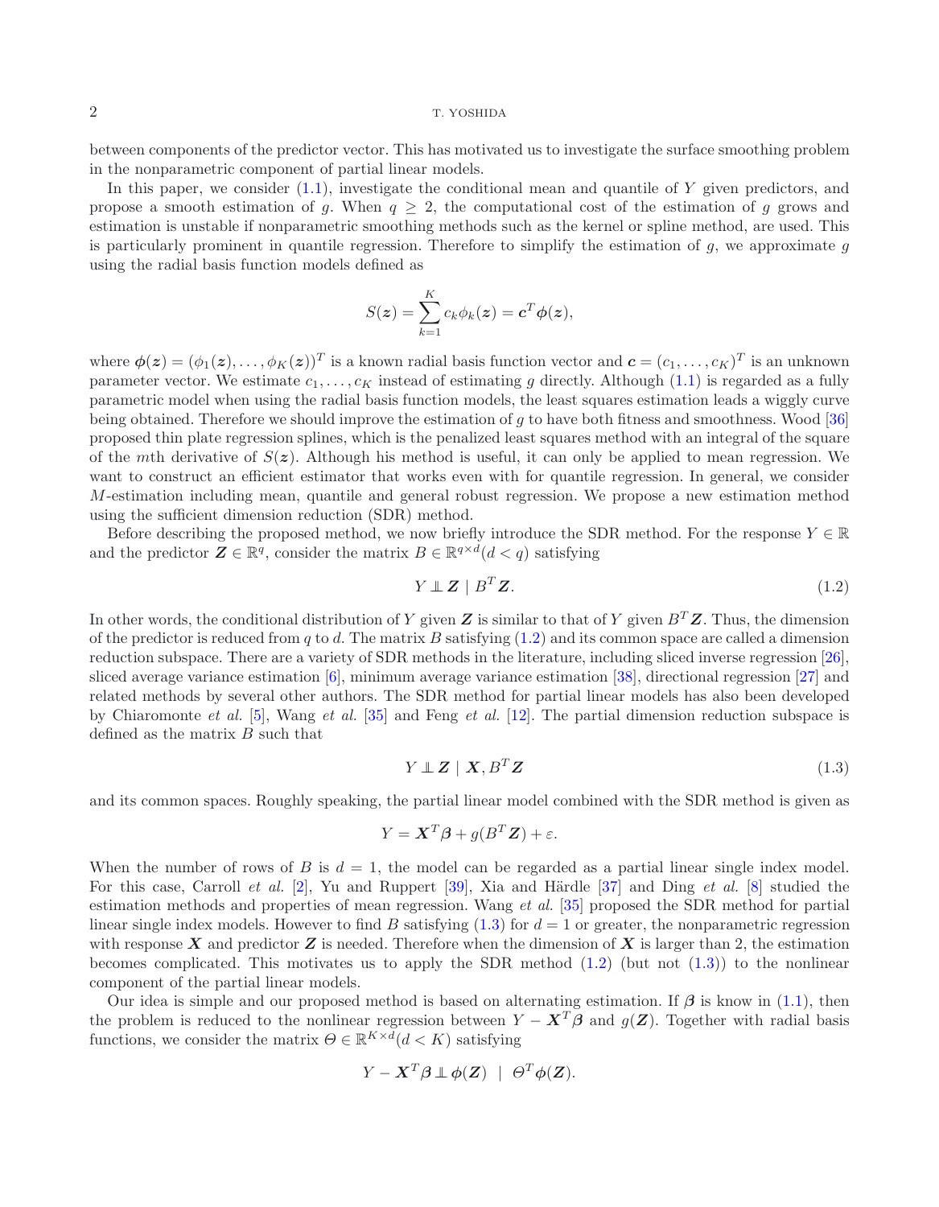between components of the predictor vector. This has motivated us to investigate the surface smoothing problem in the nonparametric component of partial linear models.

In this paper, we consider (1.1), investigate the conditional mean and quantile of $Y$ given predictors, and propose a smooth estimation of $g$. When $q \geq 2$, the computational cost of the estimation of $g$ grows and estimation is unstable if nonparametric smoothing methods such as the kernel or spline method, are used. This is particularly prominent in quantile regression. Therefore to simplify the estimation of $g$, we approximate $g$ using the radial basis function models defined as

$$S(\boldsymbol{z}) = \sum_{k=1}^{K} c_k \phi_k(\boldsymbol{z}) = \boldsymbol{c}^T \boldsymbol{\phi}(\boldsymbol{z}),$$

where $\boldsymbol{\phi}(\boldsymbol{z}) = (\phi_1(\boldsymbol{z}), \ldots, \phi_K(\boldsymbol{z}))^T$ is a known radial basis function vector and $\boldsymbol{c} = (c_1, \ldots, c_K)^T$ is an unknown parameter vector. We estimate $c_1, \ldots, c_K$ instead of estimating $g$ directly. Although (1.1) is regarded as a fully parametric model when using the radial basis function models, the least squares estimation leads a wiggly curve being obtained. Therefore we should improve the estimation of $g$ to have both fitness and smoothness. Wood [36] proposed thin plate regression splines, which is the penalized least squares method with an integral of the square of the $m$th derivative of $S(\boldsymbol{z})$. Although his method is useful, it can only be applied to mean regression. We want to construct an efficient estimator that works even with for quantile regression. In general, we consider $M$-estimation including mean, quantile and general robust regression. We propose a new estimation method using the sufficient dimension reduction (SDR) method.

Before describing the proposed method, we now briefly introduce the SDR method. For the response $Y \in \mathbb{R}$ and the predictor $\boldsymbol{Z} \in \mathbb{R}^q$, consider the matrix $B \in \mathbb{R}^{q \times d} (d < q)$ satisfying

$$Y \perp\!\!\!\perp \boldsymbol{Z} \mid B^T \boldsymbol{Z}. \tag{1.2}$$

In other words, the conditional distribution of $Y$ given $\boldsymbol{Z}$ is similar to that of $Y$ given $B^T \boldsymbol{Z}$. Thus, the dimension of the predictor is reduced from $q$ to $d$. The matrix $B$ satisfying (1.2) and its common space are called a dimension reduction subspace. There are a variety of SDR methods in the literature, including sliced inverse regression [26], sliced average variance estimation [6], minimum average variance estimation [38], directional regression [27] and related methods by several other authors. The SDR method for partial linear models has also been developed by Chiaromonte *et al.* [5], Wang *et al.* [35] and Feng *et al.* [12]. The partial dimension reduction subspace is defined as the matrix $B$ such that

$$Y \perp\!\!\!\perp \boldsymbol{Z} \mid \boldsymbol{X}, B^T \boldsymbol{Z} \tag{1.3}$$

and its common spaces. Roughly speaking, the partial linear model combined with the SDR method is given as

$$Y = \boldsymbol{X}^T \boldsymbol{\beta} + g(B^T \boldsymbol{Z}) + \varepsilon.$$

When the number of rows of $B$ is $d = 1$, the model can be regarded as a partial linear single index model. For this case, Carroll *et al.* [2], Yu and Ruppert [39], Xia and Härdle [37] and Ding *et al.* [8] studied the estimation methods and properties of mean regression. Wang *et al.* [35] proposed the SDR method for partial linear single index models. However to find $B$ satisfying (1.3) for $d = 1$ or greater, the nonparametric regression with response $\boldsymbol{X}$ and predictor $\boldsymbol{Z}$ is needed. Therefore when the dimension of $\boldsymbol{X}$ is larger than 2, the estimation becomes complicated. This motivates us to apply the SDR method (1.2) (but not (1.3)) to the nonlinear component of the partial linear models.

Our idea is simple and our proposed method is based on alternating estimation. If $\boldsymbol{\beta}$ is know in (1.1), then the problem is reduced to the nonlinear regression between $Y - \boldsymbol{X}^T \boldsymbol{\beta}$ and $g(\boldsymbol{Z})$. Together with radial basis functions, we consider the matrix $\Theta \in \mathbb{R}^{K \times d} (d < K)$ satisfying

$$Y - \boldsymbol{X}^T \boldsymbol{\beta} \perp\!\!\!\perp \boldsymbol{\phi}(\boldsymbol{Z}) \ \mid \ \Theta^T \boldsymbol{\phi}(\boldsymbol{Z}).$$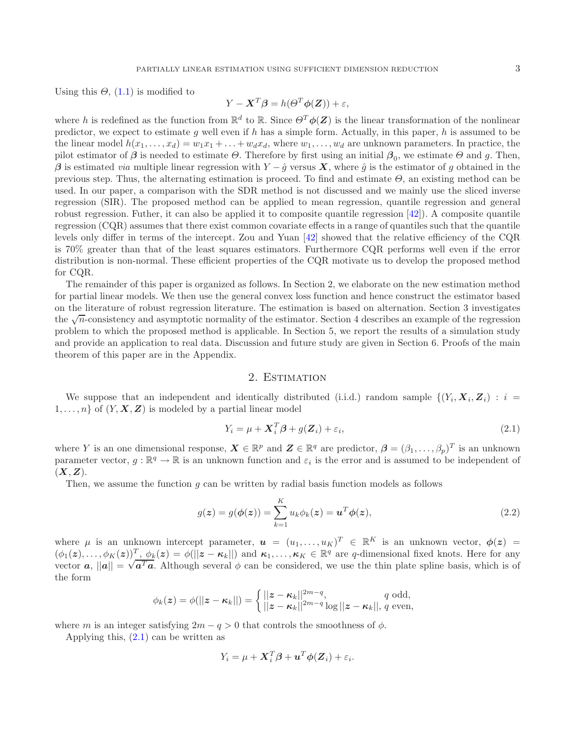Using this $\Theta$, (1.1) is modified to

$$Y - \boldsymbol{X}^T\boldsymbol{\beta} = h(\Theta^T\boldsymbol{\phi}(\boldsymbol{Z})) + \varepsilon,$$

where $h$ is redefined as the function from $\mathbb{R}^d$ to $\mathbb{R}$. Since $\Theta^T\boldsymbol{\phi}(\boldsymbol{Z})$ is the linear transformation of the nonlinear predictor, we expect to estimate $g$ well even if $h$ has a simple form. Actually, in this paper, $h$ is assumed to be the linear model $h(x_1, \ldots, x_d) = w_1 x_1 + \ldots + w_d x_d$, where $w_1, \ldots, w_d$ are unknown parameters. In practice, the pilot estimator of $\boldsymbol{\beta}$ is needed to estimate $\Theta$. Therefore by first using an initial $\boldsymbol{\beta}_0$, we estimate $\Theta$ and $g$. Then, $\boldsymbol{\beta}$ is estimated *via* multiple linear regression with $Y - \hat{g}$ versus $\boldsymbol{X}$, where $\hat{g}$ is the estimator of $g$ obtained in the previous step. Thus, the alternating estimation is proceed. To find and estimate $\Theta$, an existing method can be used. In our paper, a comparison with the SDR method is not discussed and we mainly use the sliced inverse regression (SIR). The proposed method can be applied to mean regression, quantile regression and general robust regression. Futher, it can also be applied it to composite quantile regression [42]). A composite quantile regression (CQR) assumes that there exist common covariate effects in a range of quantiles such that the quantile levels only differ in terms of the intercept. Zou and Yuan [42] showed that the relative efficiency of the CQR is 70% greater than that of the least squares estimators. Furthermore CQR performs well even if the error distribution is non-normal. These efficient properties of the CQR motivate us to develop the proposed method for CQR.

The remainder of this paper is organized as follows. In Section 2, we elaborate on the new estimation method for partial linear models. We then use the general convex loss function and hence construct the estimator based on the literature of robust regression literature. The estimation is based on alternation. Section 3 investigates the $\sqrt{n}$-consistency and asymptotic normality of the estimator. Section 4 describes an example of the regression problem to which the proposed method is applicable. In Section 5, we report the results of a simulation study and provide an application to real data. Discussion and future study are given in Section 6. Proofs of the main theorem of this paper are in the Appendix.

## 2. Estimation

We suppose that an independent and identically distributed (i.i.d.) random sample $\{(Y_i, \boldsymbol{X}_i, \boldsymbol{Z}_i) : i = 1, \ldots, n\}$ of $(Y, \boldsymbol{X}, \boldsymbol{Z})$ is modeled by a partial linear model

$$Y_i = \mu + \boldsymbol{X}_i^T\boldsymbol{\beta} + g(\boldsymbol{Z}_i) + \varepsilon_i, \tag{2.1}$$

where $Y$ is an one dimensional response, $\boldsymbol{X} \in \mathbb{R}^p$ and $\boldsymbol{Z} \in \mathbb{R}^q$ are predictor, $\boldsymbol{\beta} = (\beta_1, \ldots, \beta_p)^T$ is an unknown parameter vector, $g : \mathbb{R}^q \to \mathbb{R}$ is an unknown function and $\varepsilon_i$ is the error and is assumed to be independent of $(\boldsymbol{X}, \boldsymbol{Z})$.

Then, we assume the function $g$ can be written by radial basis function models as follows

$$g(\boldsymbol{z}) = g(\boldsymbol{\phi}(\boldsymbol{z})) = \sum_{k=1}^{K} u_k \phi_k(\boldsymbol{z}) = \boldsymbol{u}^T\boldsymbol{\phi}(\boldsymbol{z}), \tag{2.2}$$

where $\mu$ is an unknown intercept parameter, $\boldsymbol{u} = (u_1, \ldots, u_K)^T \in \mathbb{R}^K$ is an unknown vector, $\boldsymbol{\phi}(\boldsymbol{z}) = (\phi_1(\boldsymbol{z}), \ldots, \phi_K(\boldsymbol{z}))^T$, $\phi_k(\boldsymbol{z}) = \phi(||\boldsymbol{z} - \boldsymbol{\kappa}_k||)$ and $\boldsymbol{\kappa}_1, \ldots, \boldsymbol{\kappa}_K \in \mathbb{R}^q$ are $q$-dimensional fixed knots. Here for any vector $\boldsymbol{a}$, $||\boldsymbol{a}|| = \sqrt{\boldsymbol{a}^T\boldsymbol{a}}$. Although several $\phi$ can be considered, we use the thin plate spline basis, which is of the form

$$\phi_k(\boldsymbol{z}) = \phi(||\boldsymbol{z} - \boldsymbol{\kappa}_k||) = \begin{cases} ||\boldsymbol{z} - \boldsymbol{\kappa}_k||^{2m-q}, & q \text{ odd}, \\ ||\boldsymbol{z} - \boldsymbol{\kappa}_k||^{2m-q} \log ||\boldsymbol{z} - \boldsymbol{\kappa}_k||, & q \text{ even}, \end{cases}$$

where $m$ is an integer satisfying $2m - q > 0$ that controls the smoothness of $\phi$.

Applying this, (2.1) can be written as

$$Y_i = \mu + \boldsymbol{X}_i^T\boldsymbol{\beta} + \boldsymbol{u}^T\boldsymbol{\phi}(\boldsymbol{Z}_i) + \varepsilon_i.$$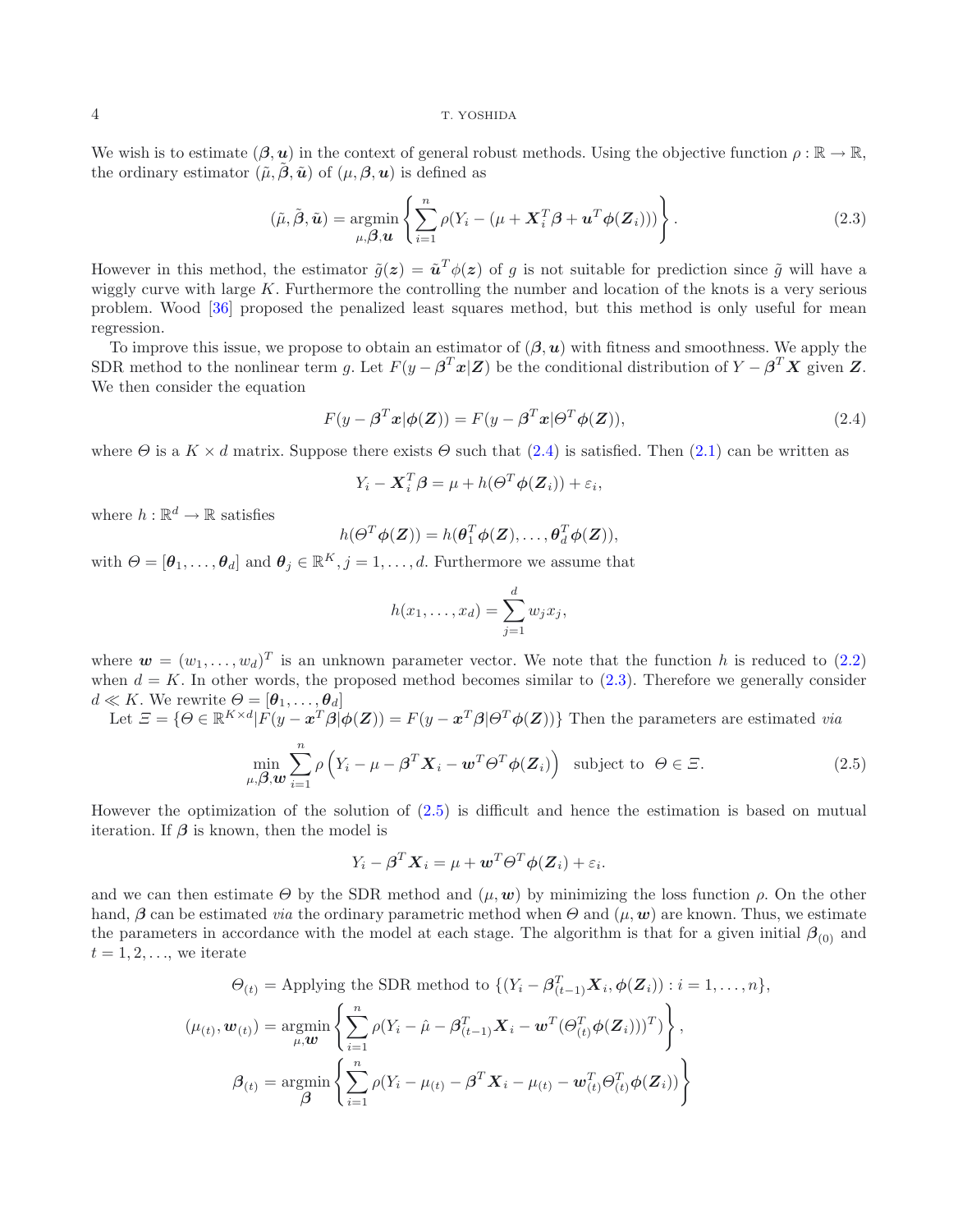We wish is to estimate $(\boldsymbol{\beta}, \boldsymbol{u})$ in the context of general robust methods. Using the objective function $\rho : \mathbb{R} \to \mathbb{R}$, the ordinary estimator $(\tilde{\mu}, \tilde{\boldsymbol{\beta}}, \tilde{\boldsymbol{u}})$ of $(\mu, \boldsymbol{\beta}, \boldsymbol{u})$ is defined as

$$(\tilde{\mu}, \tilde{\boldsymbol{\beta}}, \tilde{\boldsymbol{u}}) = \underset{\mu, \boldsymbol{\beta}, \boldsymbol{u}}{\operatorname{argmin}} \left\{ \sum_{i=1}^{n} \rho(Y_i - (\mu + \boldsymbol{X}_i^T \boldsymbol{\beta} + \boldsymbol{u}^T \boldsymbol{\phi}(\boldsymbol{Z}_i))) \right\}. \tag{2.3}$$

However in this method, the estimator $\tilde{g}(\boldsymbol{z}) = \tilde{\boldsymbol{u}}^T \phi(\boldsymbol{z})$ of $g$ is not suitable for prediction since $\tilde{g}$ will have a wiggly curve with large $K$. Furthermore the controlling the number and location of the knots is a very serious problem. Wood [36] proposed the penalized least squares method, but this method is only useful for mean regression.

To improve this issue, we propose to obtain an estimator of $(\boldsymbol{\beta}, \boldsymbol{u})$ with fitness and smoothness. We apply the SDR method to the nonlinear term $g$. Let $F(y - \boldsymbol{\beta}^T \boldsymbol{x} | \boldsymbol{Z})$ be the conditional distribution of $Y - \boldsymbol{\beta}^T \boldsymbol{X}$ given $\boldsymbol{Z}$. We then consider the equation

$$F(y - \boldsymbol{\beta}^T \boldsymbol{x} | \boldsymbol{\phi}(\boldsymbol{Z})) = F(y - \boldsymbol{\beta}^T \boldsymbol{x} | \Theta^T \boldsymbol{\phi}(\boldsymbol{Z})), \tag{2.4}$$

where $\Theta$ is a $K \times d$ matrix. Suppose there exists $\Theta$ such that (2.4) is satisfied. Then (2.1) can be written as

$$Y_i - \boldsymbol{X}_i^T \boldsymbol{\beta} = \mu + h(\Theta^T \boldsymbol{\phi}(\boldsymbol{Z}_i)) + \varepsilon_i,$$

where $h : \mathbb{R}^d \to \mathbb{R}$ satisfies

$$h(\Theta^T \boldsymbol{\phi}(\boldsymbol{Z})) = h(\boldsymbol{\theta}_1^T \boldsymbol{\phi}(\boldsymbol{Z}), \ldots, \boldsymbol{\theta}_d^T \boldsymbol{\phi}(\boldsymbol{Z})),$$

with $\Theta = [\boldsymbol{\theta}_1, \ldots, \boldsymbol{\theta}_d]$ and $\boldsymbol{\theta}_j \in \mathbb{R}^K, j = 1, \ldots, d$. Furthermore we assume that

$$h(x_1, \ldots, x_d) = \sum_{j=1}^{d} w_j x_j,$$

where $\boldsymbol{w} = (w_1, \ldots, w_d)^T$ is an unknown parameter vector. We note that the function $h$ is reduced to (2.2) when $d = K$. In other words, the proposed method becomes similar to (2.3). Therefore we generally consider $d \ll K$. We rewrite $\Theta = [\boldsymbol{\theta}_1, \ldots, \boldsymbol{\theta}_d]$

Let $\Xi = \{\Theta \in \mathbb{R}^{K \times d} | F(y - \boldsymbol{x}^T \boldsymbol{\beta} | \boldsymbol{\phi}(\boldsymbol{Z})) = F(y - \boldsymbol{x}^T \boldsymbol{\beta} | \Theta^T \boldsymbol{\phi}(\boldsymbol{Z}))\}$ Then the parameters are estimated *via*

$$\min_{\mu, \boldsymbol{\beta}, \boldsymbol{w}} \sum_{i=1}^{n} \rho\left(Y_i - \mu - \boldsymbol{\beta}^T \boldsymbol{X}_i - \boldsymbol{w}^T \Theta^T \boldsymbol{\phi}(\boldsymbol{Z}_i)\right) \quad \text{subject to} \quad \Theta \in \Xi. \tag{2.5}$$

However the optimization of the solution of (2.5) is difficult and hence the estimation is based on mutual iteration. If $\boldsymbol{\beta}$ is known, then the model is

$$Y_i - \boldsymbol{\beta}^T \boldsymbol{X}_i = \mu + \boldsymbol{w}^T \Theta^T \boldsymbol{\phi}(\boldsymbol{Z}_i) + \varepsilon_i.$$

and we can then estimate $\Theta$ by the SDR method and $(\mu, \boldsymbol{w})$ by minimizing the loss function $\rho$. On the other hand, $\boldsymbol{\beta}$ can be estimated *via* the ordinary parametric method when $\Theta$ and $(\mu, \boldsymbol{w})$ are known. Thus, we estimate the parameters in accordance with the model at each stage. The algorithm is that for a given initial $\boldsymbol{\beta}_{(0)}$ and $t = 1, 2, \ldots$, we iterate

$$\Theta_{(t)} = \text{Applying the SDR method to } \{(Y_i - \boldsymbol{\beta}_{(t-1)}^T \boldsymbol{X}_i, \boldsymbol{\phi}(\boldsymbol{Z}_i)) : i = 1, \ldots, n\},$$

$$(\mu_{(t)}, \boldsymbol{w}_{(t)}) = \underset{\mu, \boldsymbol{w}}{\operatorname{argmin}} \left\{ \sum_{i=1}^{n} \rho(Y_i - \hat{\mu} - \boldsymbol{\beta}_{(t-1)}^T \boldsymbol{X}_i - \boldsymbol{w}^T (\Theta_{(t)}^T \boldsymbol{\phi}(\boldsymbol{Z}_i)))^T) \right\},$$

$$\boldsymbol{\beta}_{(t)} = \underset{\boldsymbol{\beta}}{\operatorname{argmin}} \left\{ \sum_{i=1}^{n} \rho(Y_i - \mu_{(t)} - \boldsymbol{\beta}^T \boldsymbol{X}_i - \mu_{(t)} - \boldsymbol{w}_{(t)}^T \Theta_{(t)}^T \boldsymbol{\phi}(\boldsymbol{Z}_i)) \right\}$$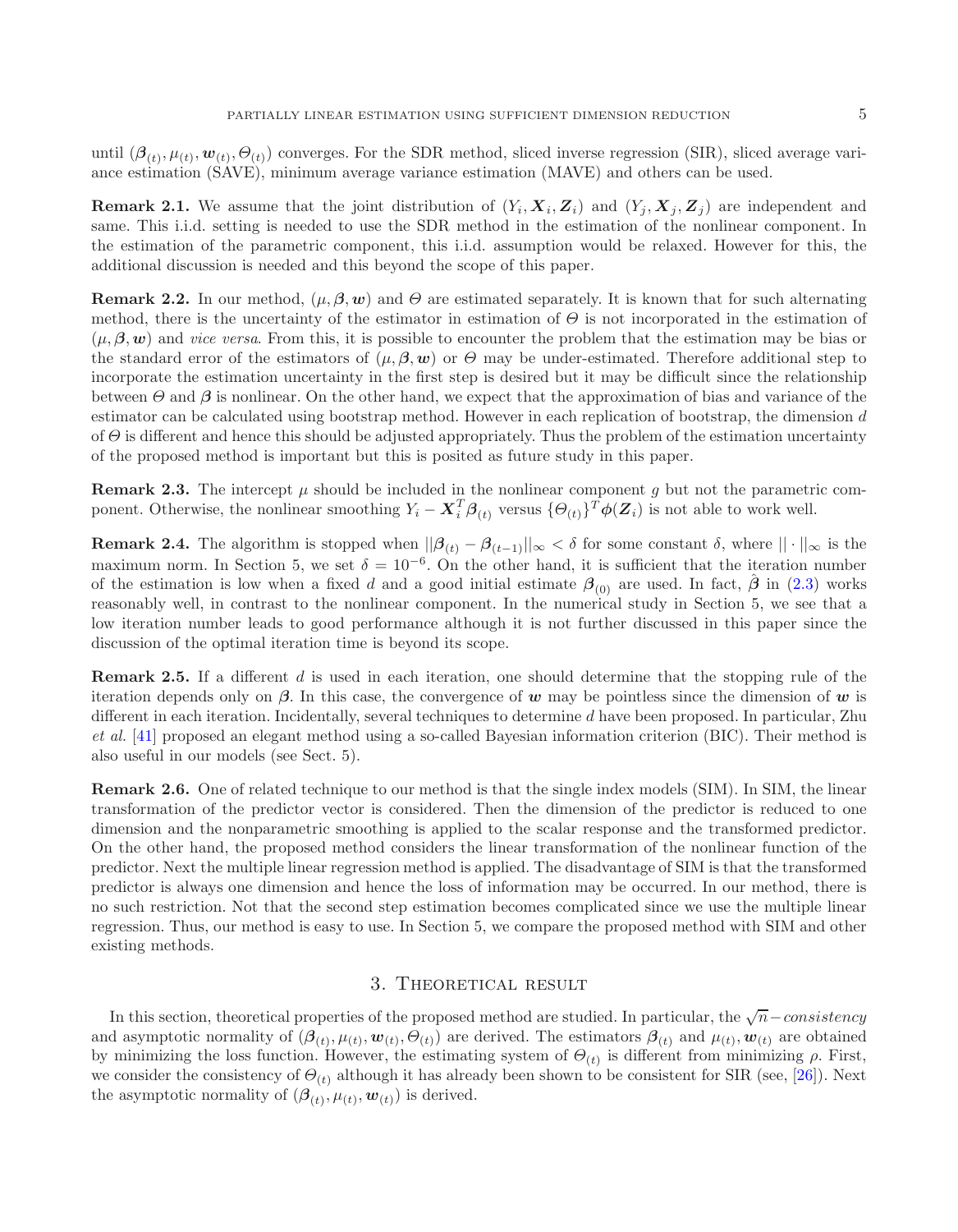until $(\boldsymbol{\beta}_{(t)}, \mu_{(t)}, \boldsymbol{w}_{(t)}, \Theta_{(t)})$ converges. For the SDR method, sliced inverse regression (SIR), sliced average variance estimation (SAVE), minimum average variance estimation (MAVE) and others can be used.

**Remark 2.1.** We assume that the joint distribution of $(Y_i, \boldsymbol{X}_i, \boldsymbol{Z}_i)$ and $(Y_j, \boldsymbol{X}_j, \boldsymbol{Z}_j)$ are independent and same. This i.i.d. setting is needed to use the SDR method in the estimation of the nonlinear component. In the estimation of the parametric component, this i.i.d. assumption would be relaxed. However for this, the additional discussion is needed and this beyond the scope of this paper.

**Remark 2.2.** In our method, $(\mu, \boldsymbol{\beta}, \boldsymbol{w})$ and $\Theta$ are estimated separately. It is known that for such alternating method, there is the uncertainty of the estimator in estimation of $\Theta$ is not incorporated in the estimation of $(\mu, \boldsymbol{\beta}, \boldsymbol{w})$ and *vice versa*. From this, it is possible to encounter the problem that the estimation may be bias or the standard error of the estimators of $(\mu, \boldsymbol{\beta}, \boldsymbol{w})$ or $\Theta$ may be under-estimated. Therefore additional step to incorporate the estimation uncertainty in the first step is desired but it may be difficult since the relationship between $\Theta$ and $\boldsymbol{\beta}$ is nonlinear. On the other hand, we expect that the approximation of bias and variance of the estimator can be calculated using bootstrap method. However in each replication of bootstrap, the dimension $d$ of $\Theta$ is different and hence this should be adjusted appropriately. Thus the problem of the estimation uncertainty of the proposed method is important but this is posited as future study in this paper.

**Remark 2.3.** The intercept $\mu$ should be included in the nonlinear component $g$ but not the parametric component. Otherwise, the nonlinear smoothing $Y_i - \boldsymbol{X}_i^T \boldsymbol{\beta}_{(t)}$ versus $\{\Theta_{(t)}\}^T \boldsymbol{\phi}(\boldsymbol{Z}_i)$ is not able to work well.

**Remark 2.4.** The algorithm is stopped when $||\boldsymbol{\beta}_{(t)} - \boldsymbol{\beta}_{(t-1)}||_\infty < \delta$ for some constant $\delta$, where $||\cdot||_\infty$ is the maximum norm. In Section 5, we set $\delta = 10^{-6}$. On the other hand, it is sufficient that the iteration number of the estimation is low when a fixed $d$ and a good initial estimate $\boldsymbol{\beta}_{(0)}$ are used. In fact, $\hat{\boldsymbol{\beta}}$ in (2.3) works reasonably well, in contrast to the nonlinear component. In the numerical study in Section 5, we see that a low iteration number leads to good performance although it is not further discussed in this paper since the discussion of the optimal iteration time is beyond its scope.

**Remark 2.5.** If a different $d$ is used in each iteration, one should determine that the stopping rule of the iteration depends only on $\boldsymbol{\beta}$. In this case, the convergence of $\boldsymbol{w}$ may be pointless since the dimension of $\boldsymbol{w}$ is different in each iteration. Incidentally, several techniques to determine $d$ have been proposed. In particular, Zhu *et al.* [41] proposed an elegant method using a so-called Bayesian information criterion (BIC). Their method is also useful in our models (see Sect. 5).

**Remark 2.6.** One of related technique to our method is that the single index models (SIM). In SIM, the linear transformation of the predictor vector is considered. Then the dimension of the predictor is reduced to one dimension and the nonparametric smoothing is applied to the scalar response and the transformed predictor. On the other hand, the proposed method considers the linear transformation of the nonlinear function of the predictor. Next the multiple linear regression method is applied. The disadvantage of SIM is that the transformed predictor is always one dimension and hence the loss of information may be occurred. In our method, there is no such restriction. Not that the second step estimation becomes complicated since we use the multiple linear regression. Thus, our method is easy to use. In Section 5, we compare the proposed method with SIM and other existing methods.

## 3. Theoretical result

In this section, theoretical properties of the proposed method are studied. In particular, the $\sqrt{n}-consistency$ and asymptotic normality of $(\boldsymbol{\beta}_{(t)}, \mu_{(t)}, \boldsymbol{w}_{(t)}, \Theta_{(t)})$ are derived. The estimators $\boldsymbol{\beta}_{(t)}$ and $\mu_{(t)}, \boldsymbol{w}_{(t)}$ are obtained by minimizing the loss function. However, the estimating system of $\Theta_{(t)}$ is different from minimizing $\rho$. First, we consider the consistency of $\Theta_{(t)}$ although it has already been shown to be consistent for SIR (see, [26]). Next the asymptotic normality of $(\boldsymbol{\beta}_{(t)}, \mu_{(t)}, \boldsymbol{w}_{(t)})$ is derived.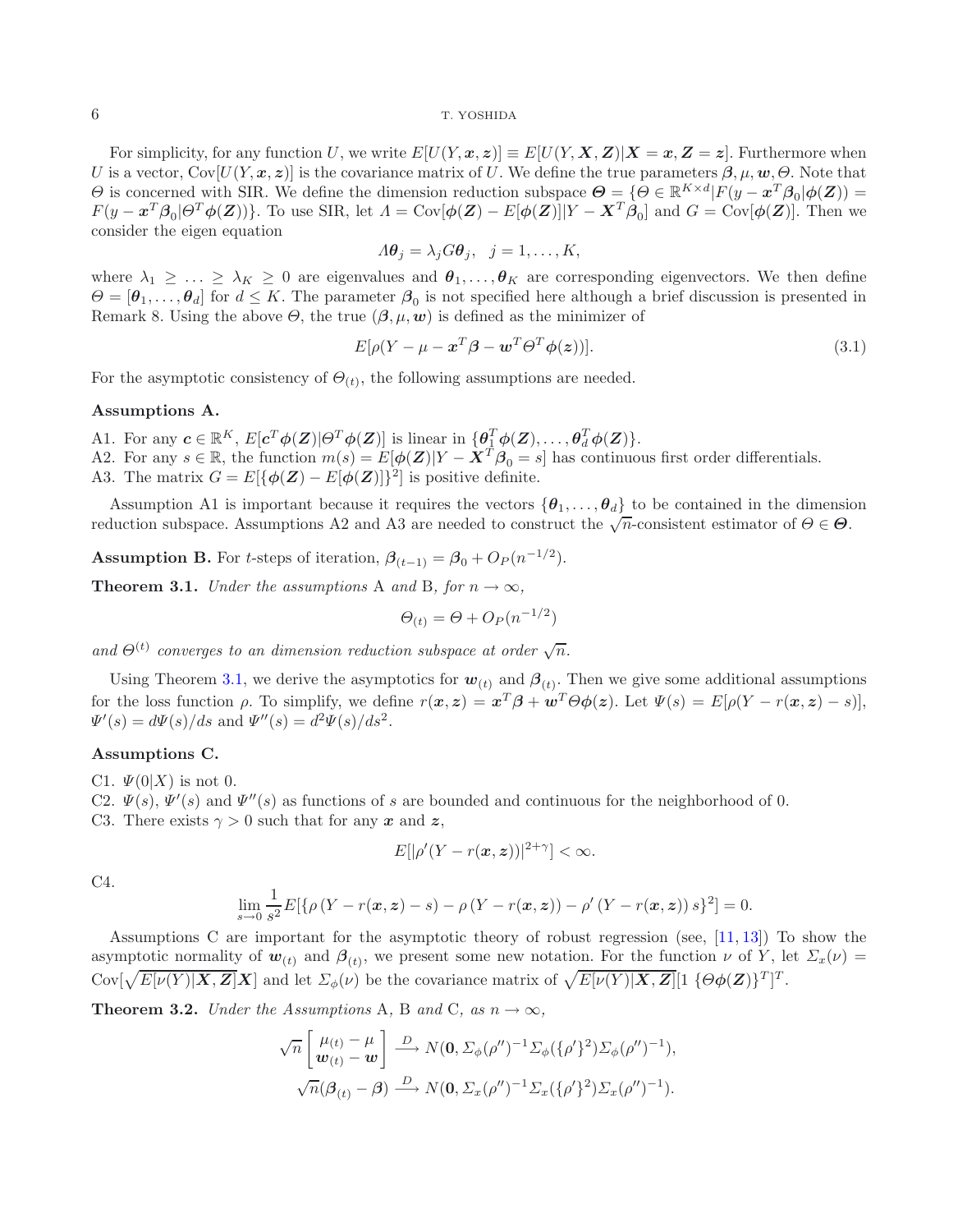For simplicity, for any function $U$, we write $E[U(Y,\boldsymbol{x},\boldsymbol{z})] \equiv E[U(Y,\boldsymbol{X},\boldsymbol{Z})|\boldsymbol{X}=\boldsymbol{x},\boldsymbol{Z}=\boldsymbol{z}]$. Furthermore when $U$ is a vector, $\mathrm{Cov}[U(Y,\boldsymbol{x},\boldsymbol{z})]$ is the covariance matrix of $U$. We define the true parameters $\boldsymbol{\beta},\mu,\boldsymbol{w},\Theta$. Note that $\Theta$ is concerned with SIR. We define the dimension reduction subspace $\boldsymbol{\Theta} = \{\Theta \in \mathbb{R}^{K\times d} | F(y - \boldsymbol{x}^T\boldsymbol{\beta}_0|\boldsymbol{\phi}(\boldsymbol{Z})) = F(y-\boldsymbol{x}^T\boldsymbol{\beta}_0|\Theta^T\boldsymbol{\phi}(\boldsymbol{Z}))\}$. To use SIR, let $\Lambda = \mathrm{Cov}[\boldsymbol{\phi}(\boldsymbol{Z}) - E[\boldsymbol{\phi}(\boldsymbol{Z})]|Y - \boldsymbol{X}^T\boldsymbol{\beta}_0]$ and $G = \mathrm{Cov}[\boldsymbol{\phi}(\boldsymbol{Z})]$. Then we consider the eigen equation

$$\Lambda\boldsymbol{\theta}_j = \lambda_j G\boldsymbol{\theta}_j, \quad j=1,\ldots,K,$$

where $\lambda_1 \geq \ldots \geq \lambda_K \geq 0$ are eigenvalues and $\boldsymbol{\theta}_1,\ldots,\boldsymbol{\theta}_K$ are corresponding eigenvectors. We then define $\Theta = [\boldsymbol{\theta}_1,\ldots,\boldsymbol{\theta}_d]$ for $d \leq K$. The parameter $\boldsymbol{\beta}_0$ is not specified here although a brief discussion is presented in Remark 8. Using the above $\Theta$, the true $(\boldsymbol{\beta},\mu,\boldsymbol{w})$ is defined as the minimizer of

$$E[\rho(Y - \mu - \boldsymbol{x}^T\boldsymbol{\beta} - \boldsymbol{w}^T\Theta^T\boldsymbol{\phi}(\boldsymbol{z}))]. \tag{3.1}$$

For the asymptotic consistency of $\Theta_{(t)}$, the following assumptions are needed.

**Assumptions A.**

A1. For any $\boldsymbol{c} \in \mathbb{R}^K$, $E[\boldsymbol{c}^T\boldsymbol{\phi}(\boldsymbol{Z})|\Theta^T\boldsymbol{\phi}(\boldsymbol{Z})]$ is linear in $\{\boldsymbol{\theta}_1^T\boldsymbol{\phi}(\boldsymbol{Z}),\ldots,\boldsymbol{\theta}_d^T\boldsymbol{\phi}(\boldsymbol{Z})\}$.
A2. For any $s \in \mathbb{R}$, the function $m(s) = E[\boldsymbol{\phi}(\boldsymbol{Z})|Y - \boldsymbol{X}^T\boldsymbol{\beta}_0 = s]$ has continuous first order differentials.
A3. The matrix $G = E[\{\boldsymbol{\phi}(\boldsymbol{Z}) - E[\boldsymbol{\phi}(\boldsymbol{Z})]\}^2]$ is positive definite.

Assumption A1 is important because it requires the vectors $\{\boldsymbol{\theta}_1,\ldots,\boldsymbol{\theta}_d\}$ to be contained in the dimension reduction subspace. Assumptions A2 and A3 are needed to construct the $\sqrt{n}$-consistent estimator of $\Theta \in \boldsymbol{\Theta}$.

**Assumption B.** For $t$-steps of iteration, $\boldsymbol{\beta}_{(t-1)} = \boldsymbol{\beta}_0 + O_P(n^{-1/2})$.

**Theorem 3.1.** *Under the assumptions* A *and* B, *for* $n \to \infty$,

$$\Theta_{(t)} = \Theta + O_P(n^{-1/2})$$

*and* $\Theta^{(t)}$ *converges to an dimension reduction subspace at order* $\sqrt{n}$.

Using Theorem 3.1, we derive the asymptotics for $\boldsymbol{w}_{(t)}$ and $\boldsymbol{\beta}_{(t)}$. Then we give some additional assumptions for the loss function $\rho$. To simplify, we define $r(\boldsymbol{x},\boldsymbol{z}) = \boldsymbol{x}^T\boldsymbol{\beta} + \boldsymbol{w}^T\Theta\boldsymbol{\phi}(\boldsymbol{z})$. Let $\Psi(s) = E[\rho(Y - r(\boldsymbol{x},\boldsymbol{z}) - s)]$, $\Psi'(s) = d\Psi(s)/ds$ and $\Psi''(s) = d^2\Psi(s)/ds^2$.

**Assumptions C.**

C1. $\Psi(0|X)$ is not 0.
C2. $\Psi(s)$, $\Psi'(s)$ and $\Psi''(s)$ as functions of $s$ are bounded and continuous for the neighborhood of 0.
C3. There exists $\gamma > 0$ such that for any $\boldsymbol{x}$ and $\boldsymbol{z}$,

$$E[|\rho'(Y - r(\boldsymbol{x},\boldsymbol{z}))|^{2+\gamma}] < \infty.$$

C4.

$$\lim_{s\to 0}\frac{1}{s^2}E[\{\rho\left(Y - r(\boldsymbol{x},\boldsymbol{z}) - s\right) - \rho\left(Y - r(\boldsymbol{x},\boldsymbol{z})\right) - \rho'\left(Y - r(\boldsymbol{x},\boldsymbol{z})\right)s\}^2] = 0.$$

Assumptions C are important for the asymptotic theory of robust regression (see, [11, 13]) To show the asymptotic normality of $\boldsymbol{w}_{(t)}$ and $\boldsymbol{\beta}_{(t)}$, we present some new notation. For the function $\nu$ of $Y$, let $\Sigma_x(\nu) = \mathrm{Cov}[\sqrt{E[\nu(Y)|\boldsymbol{X},\boldsymbol{Z}]}\boldsymbol{X}]$ and let $\Sigma_\phi(\nu)$ be the covariance matrix of $\sqrt{E[\nu(Y)|\boldsymbol{X},\boldsymbol{Z}]}[1\ \{\Theta\boldsymbol{\phi}(\boldsymbol{Z})\}^T]^T$.

**Theorem 3.2.** *Under the Assumptions* A, B *and* C, *as* $n \to \infty$,

$$\sqrt{n}\begin{bmatrix}\mu_{(t)} - \mu \\ \boldsymbol{w}_{(t)} - \boldsymbol{w}\end{bmatrix} \xrightarrow{D} N(\boldsymbol{0}, \Sigma_\phi(\rho'')^{-1}\Sigma_\phi(\{\rho'\}^2)\Sigma_\phi(\rho'')^{-1}),$$

$$\sqrt{n}(\boldsymbol{\beta}_{(t)} - \boldsymbol{\beta}) \xrightarrow{D} N(\boldsymbol{0}, \Sigma_x(\rho'')^{-1}\Sigma_x(\{\rho'\}^2)\Sigma_x(\rho'')^{-1}).$$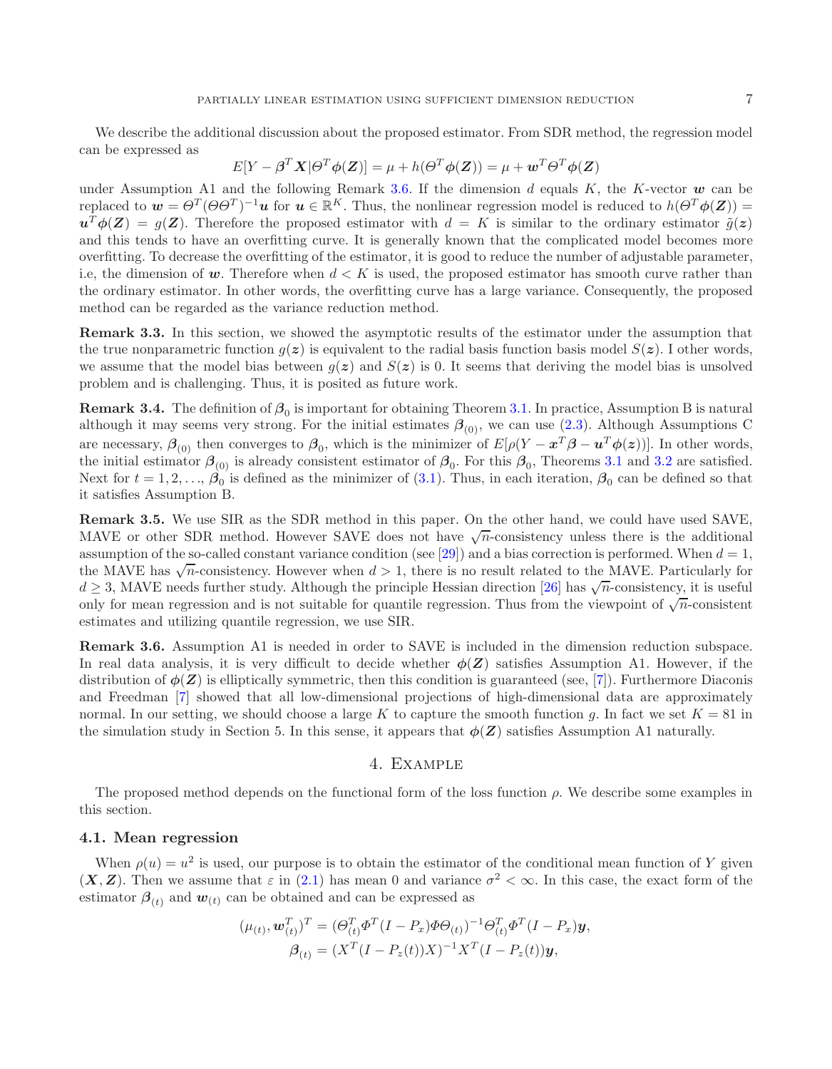We describe the additional discussion about the proposed estimator. From SDR method, the regression model can be expressed as

$$E[Y - \boldsymbol{\beta}^T \boldsymbol{X} | \Theta^T \boldsymbol{\phi}(\boldsymbol{Z})] = \mu + h(\Theta^T \boldsymbol{\phi}(\boldsymbol{Z})) = \mu + \boldsymbol{w}^T \Theta^T \boldsymbol{\phi}(\boldsymbol{Z})$$

under Assumption A1 and the following Remark 3.6. If the dimension $d$ equals $K$, the $K$-vector $\boldsymbol{w}$ can be replaced to $\boldsymbol{w} = \Theta^T(\Theta\Theta^T)^{-1}\boldsymbol{u}$ for $\boldsymbol{u} \in \mathbb{R}^K$. Thus, the nonlinear regression model is reduced to $h(\Theta^T \boldsymbol{\phi}(\boldsymbol{Z})) = \boldsymbol{u}^T \boldsymbol{\phi}(\boldsymbol{Z}) = g(\boldsymbol{Z})$. Therefore the proposed estimator with $d = K$ is similar to the ordinary estimator $\tilde{g}(\boldsymbol{z})$ and this tends to have an overfitting curve. It is generally known that the complicated model becomes more overfitting. To decrease the overfitting of the estimator, it is good to reduce the number of adjustable parameter, i.e, the dimension of $\boldsymbol{w}$. Therefore when $d < K$ is used, the proposed estimator has smooth curve rather than the ordinary estimator. In other words, the overfitting curve has a large variance. Consequently, the proposed method can be regarded as the variance reduction method.

**Remark 3.3.** In this section, we showed the asymptotic results of the estimator under the assumption that the true nonparametric function $g(\boldsymbol{z})$ is equivalent to the radial basis function basis model $S(\boldsymbol{z})$. I other words, we assume that the model bias between $g(\boldsymbol{z})$ and $S(\boldsymbol{z})$ is 0. It seems that deriving the model bias is unsolved problem and is challenging. Thus, it is posited as future work.

**Remark 3.4.** The definition of $\boldsymbol{\beta}_0$ is important for obtaining Theorem 3.1. In practice, Assumption B is natural although it may seems very strong. For the initial estimates $\boldsymbol{\beta}_{(0)}$, we can use (2.3). Although Assumptions C are necessary, $\boldsymbol{\beta}_{(0)}$ then converges to $\boldsymbol{\beta}_0$, which is the minimizer of $E[\rho(Y - \boldsymbol{x}^T\boldsymbol{\beta} - \boldsymbol{u}^T\boldsymbol{\phi}(\boldsymbol{z}))]$. In other words, the initial estimator $\boldsymbol{\beta}_{(0)}$ is already consistent estimator of $\boldsymbol{\beta}_0$. For this $\boldsymbol{\beta}_0$, Theorems 3.1 and 3.2 are satisfied. Next for $t = 1, 2, \ldots$, $\boldsymbol{\beta}_0$ is defined as the minimizer of (3.1). Thus, in each iteration, $\boldsymbol{\beta}_0$ can be defined so that it satisfies Assumption B.

**Remark 3.5.** We use SIR as the SDR method in this paper. On the other hand, we could have used SAVE, MAVE or other SDR method. However SAVE does not have $\sqrt{n}$-consistency unless there is the additional assumption of the so-called constant variance condition (see [29]) and a bias correction is performed. When $d = 1$, the MAVE has $\sqrt{n}$-consistency. However when $d > 1$, there is no result related to the MAVE. Particularly for $d \geq 3$, MAVE needs further study. Although the principle Hessian direction [26] has $\sqrt{n}$-consistency, it is useful only for mean regression and is not suitable for quantile regression. Thus from the viewpoint of $\sqrt{n}$-consistent estimates and utilizing quantile regression, we use SIR.

**Remark 3.6.** Assumption A1 is needed in order to SAVE is included in the dimension reduction subspace. In real data analysis, it is very difficult to decide whether $\boldsymbol{\phi}(\boldsymbol{Z})$ satisfies Assumption A1. However, if the distribution of $\boldsymbol{\phi}(\boldsymbol{Z})$ is elliptically symmetric, then this condition is guaranteed (see, [7]). Furthermore Diaconis and Freedman [7] showed that all low-dimensional projections of high-dimensional data are approximately normal. In our setting, we should choose a large $K$ to capture the smooth function $g$. In fact we set $K = 81$ in the simulation study in Section 5. In this sense, it appears that $\boldsymbol{\phi}(\boldsymbol{Z})$ satisfies Assumption A1 naturally.

## 4. Example

The proposed method depends on the functional form of the loss function $\rho$. We describe some examples in this section.

### 4.1. Mean regression

When $\rho(u) = u^2$ is used, our purpose is to obtain the estimator of the conditional mean function of $Y$ given $(\boldsymbol{X}, \boldsymbol{Z})$. Then we assume that $\varepsilon$ in (2.1) has mean 0 and variance $\sigma^2 < \infty$. In this case, the exact form of the estimator $\boldsymbol{\beta}_{(t)}$ and $\boldsymbol{w}_{(t)}$ can be obtained and can be expressed as

$$(\mu_{(t)}, \boldsymbol{w}_{(t)}^T)^T = (\Theta_{(t)}^T \Phi^T (I - P_x) \Phi \Theta_{(t)})^{-1} \Theta_{(t)}^T \Phi^T (I - P_x) \boldsymbol{y},$$
$$\boldsymbol{\beta}_{(t)} = (X^T(I - P_z(t))X)^{-1} X^T (I - P_z(t)) \boldsymbol{y},$$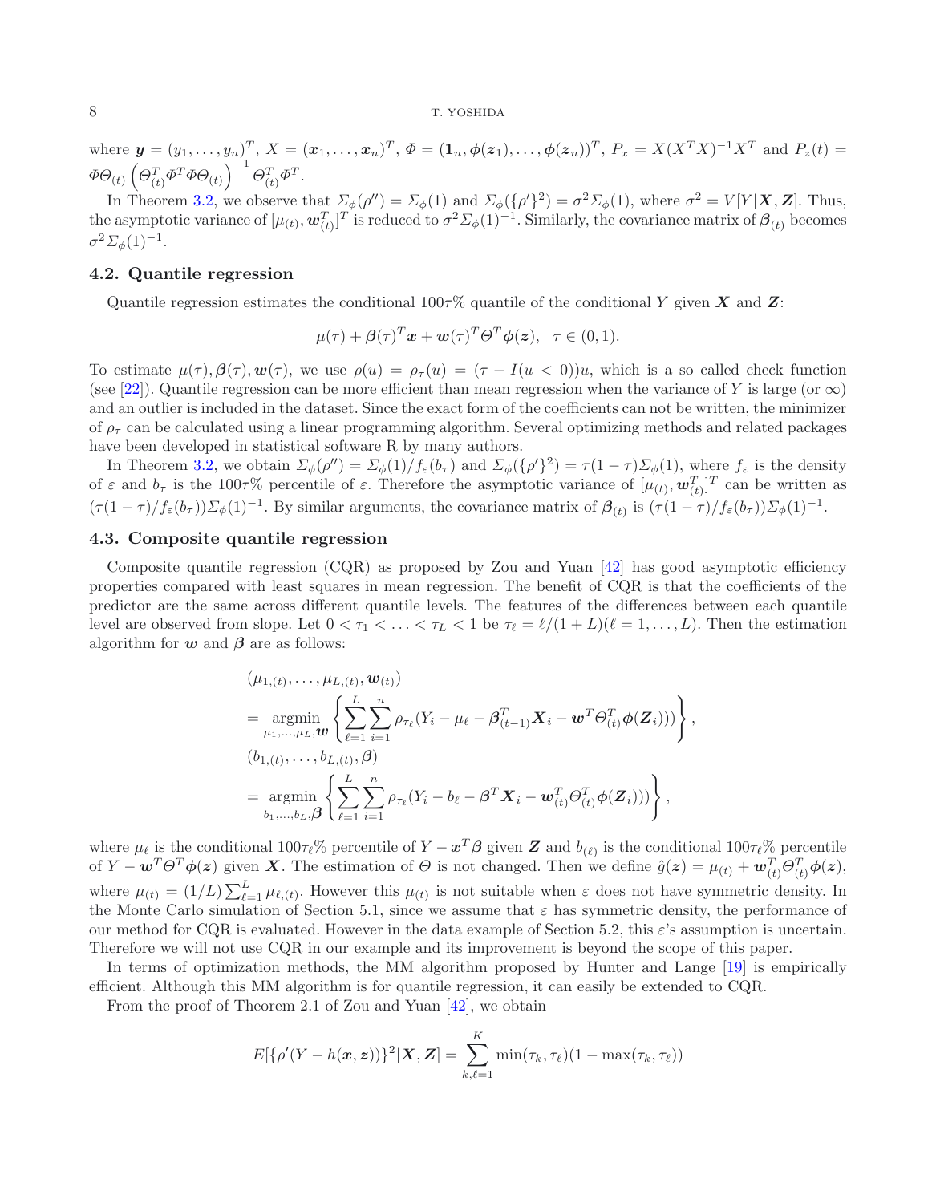where $\boldsymbol{y} = (y_1, \ldots, y_n)^T$, $X = (\boldsymbol{x}_1, \ldots, \boldsymbol{x}_n)^T$, $\Phi = (\mathbf{1}_n, \boldsymbol{\phi}(\boldsymbol{z}_1), \ldots, \boldsymbol{\phi}(\boldsymbol{z}_n))^T$, $P_x = X(X^TX)^{-1}X^T$ and $P_z(t) = \Phi\Theta_{(t)}\left(\Theta_{(t)}^T\Phi^T\Phi\Theta_{(t)}\right)^{-1}\Theta_{(t)}^T\Phi^T$.

In Theorem 3.2, we observe that $\Sigma_\phi(\rho'') = \Sigma_\phi(1)$ and $\Sigma_\phi(\{\rho'\}^2) = \sigma^2\Sigma_\phi(1)$, where $\sigma^2 = V[Y|\boldsymbol{X}, \boldsymbol{Z}]$. Thus, the asymptotic variance of $[\mu_{(t)}, \boldsymbol{w}_{(t)}^T]^T$ is reduced to $\sigma^2\Sigma_\phi(1)^{-1}$. Similarly, the covariance matrix of $\boldsymbol{\beta}_{(t)}$ becomes $\sigma^2\Sigma_\phi(1)^{-1}$.

### 4.2. Quantile regression

Quantile regression estimates the conditional $100\tau\%$ quantile of the conditional $Y$ given $\boldsymbol{X}$ and $\boldsymbol{Z}$:

$$\mu(\tau) + \boldsymbol{\beta}(\tau)^T\boldsymbol{x} + \boldsymbol{w}(\tau)^T\Theta^T\boldsymbol{\phi}(\boldsymbol{z}), \quad \tau \in (0, 1).$$

To estimate $\mu(\tau), \boldsymbol{\beta}(\tau), \boldsymbol{w}(\tau)$, we use $\rho(u) = \rho_\tau(u) = (\tau - I(u < 0))u$, which is a so called check function (see [22]). Quantile regression can be more efficient than mean regression when the variance of $Y$ is large (or $\infty$) and an outlier is included in the dataset. Since the exact form of the coefficients can not be written, the minimizer of $\rho_\tau$ can be calculated using a linear programming algorithm. Several optimizing methods and related packages have been developed in statistical software R by many authors.

In Theorem 3.2, we obtain $\Sigma_\phi(\rho'') = \Sigma_\phi(1)/f_\varepsilon(b_\tau)$ and $\Sigma_\phi(\{\rho'\}^2) = \tau(1-\tau)\Sigma_\phi(1)$, where $f_\varepsilon$ is the density of $\varepsilon$ and $b_\tau$ is the $100\tau\%$ percentile of $\varepsilon$. Therefore the asymptotic variance of $[\mu_{(t)}, \boldsymbol{w}_{(t)}^T]^T$ can be written as $(\tau(1-\tau)/f_\varepsilon(b_\tau))\Sigma_\phi(1)^{-1}$. By similar arguments, the covariance matrix of $\boldsymbol{\beta}_{(t)}$ is $(\tau(1-\tau)/f_\varepsilon(b_\tau))\Sigma_\phi(1)^{-1}$.

### 4.3. Composite quantile regression

Composite quantile regression (CQR) as proposed by Zou and Yuan [42] has good asymptotic efficiency properties compared with least squares in mean regression. The benefit of CQR is that the coefficients of the predictor are the same across different quantile levels. The features of the differences between each quantile level are observed from slope. Let $0 < \tau_1 < \ldots < \tau_L < 1$ be $\tau_\ell = \ell/(1+L)(\ell = 1, \ldots, L)$. Then the estimation algorithm for $\boldsymbol{w}$ and $\boldsymbol{\beta}$ are as follows:

$$\begin{aligned}
&(\mu_{1,(t)}, \ldots, \mu_{L,(t)}, \boldsymbol{w}_{(t)}) \\
&= \underset{\mu_1,\ldots,\mu_L,\boldsymbol{w}}{\operatorname{argmin}} \left\{ \sum_{\ell=1}^{L}\sum_{i=1}^{n} \rho_{\tau_\ell}(Y_i - \mu_\ell - \boldsymbol{\beta}_{(t-1)}^T\boldsymbol{X}_i - \boldsymbol{w}^T\Theta_{(t)}^T\boldsymbol{\phi}(\boldsymbol{Z}_i))) \right\}, \\
&(b_{1,(t)}, \ldots, b_{L,(t)}, \boldsymbol{\beta}) \\
&= \underset{b_1,\ldots,b_L,\boldsymbol{\beta}}{\operatorname{argmin}} \left\{ \sum_{\ell=1}^{L}\sum_{i=1}^{n} \rho_{\tau_\ell}(Y_i - b_\ell - \boldsymbol{\beta}^T\boldsymbol{X}_i - \boldsymbol{w}_{(t)}^T\Theta_{(t)}^T\boldsymbol{\phi}(\boldsymbol{Z}_i))) \right\},
\end{aligned}$$

where $\mu_\ell$ is the conditional $100\tau_\ell\%$ percentile of $Y - \boldsymbol{x}^T\boldsymbol{\beta}$ given $\boldsymbol{Z}$ and $b_{(\ell)}$ is the conditional $100\tau_\ell\%$ percentile of $Y - \boldsymbol{w}^T\Theta^T\boldsymbol{\phi}(\boldsymbol{z})$ given $\boldsymbol{X}$. The estimation of $\Theta$ is not changed. Then we define $\hat{g}(\boldsymbol{z}) = \mu_{(t)} + \boldsymbol{w}_{(t)}^T\Theta_{(t)}^T\boldsymbol{\phi}(\boldsymbol{z})$, where $\mu_{(t)} = (1/L)\sum_{\ell=1}^{L}\mu_{\ell,(t)}$. However this $\mu_{(t)}$ is not suitable when $\varepsilon$ does not have symmetric density. In the Monte Carlo simulation of Section 5.1, since we assume that $\varepsilon$ has symmetric density, the performance of our method for CQR is evaluated. However in the data example of Section 5.2, this $\varepsilon$'s assumption is uncertain. Therefore we will not use CQR in our example and its improvement is beyond the scope of this paper.

In terms of optimization methods, the MM algorithm proposed by Hunter and Lange [19] is empirically efficient. Although this MM algorithm is for quantile regression, it can easily be extended to CQR.

From the proof of Theorem 2.1 of Zou and Yuan [42], we obtain

$$E[\{\rho'(Y - h(\boldsymbol{x}, \boldsymbol{z}))\}^2|\boldsymbol{X}, \boldsymbol{Z}] = \sum_{k,\ell=1}^{K} \min(\tau_k, \tau_\ell)(1 - \max(\tau_k, \tau_\ell))$$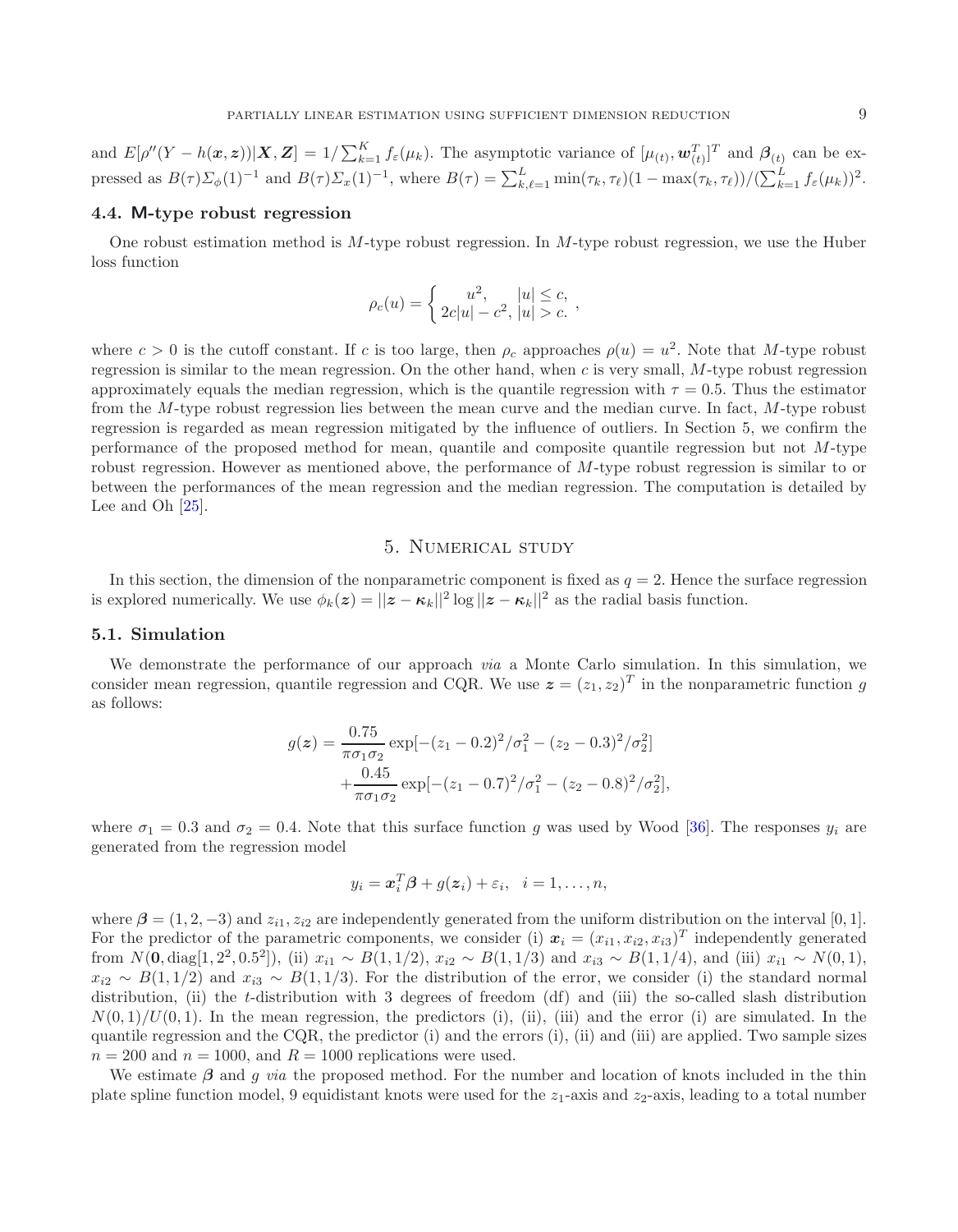and $E[\rho''(Y - h(\boldsymbol{x}, \boldsymbol{z}))|\boldsymbol{X}, \boldsymbol{Z}] = 1/\sum_{k=1}^{K} f_\varepsilon(\mu_k)$. The asymptotic variance of $[\mu_{(t)}, \boldsymbol{w}_{(t)}^T]^T$ and $\boldsymbol{\beta}_{(t)}$ can be expressed as $B(\tau)\Sigma_\phi(1)^{-1}$ and $B(\tau)\Sigma_x(1)^{-1}$, where $B(\tau) = \sum_{k,\ell=1}^{L} \min(\tau_k, \tau_\ell)(1 - \max(\tau_k, \tau_\ell))/(\sum_{k=1}^{L} f_\varepsilon(\mu_k))^2$.

### 4.4. M-type robust regression

One robust estimation method is $M$-type robust regression. In $M$-type robust regression, we use the Huber loss function

$$\rho_c(u) = \begin{cases} u^2, & |u| \le c, \\ 2c|u| - c^2, & |u| > c. \end{cases},$$

where $c > 0$ is the cutoff constant. If $c$ is too large, then $\rho_c$ approaches $\rho(u) = u^2$. Note that $M$-type robust regression is similar to the mean regression. On the other hand, when $c$ is very small, $M$-type robust regression approximately equals the median regression, which is the quantile regression with $\tau = 0.5$. Thus the estimator from the $M$-type robust regression lies between the mean curve and the median curve. In fact, $M$-type robust regression is regarded as mean regression mitigated by the influence of outliers. In Section 5, we confirm the performance of the proposed method for mean, quantile and composite quantile regression but not $M$-type robust regression. However as mentioned above, the performance of $M$-type robust regression is similar to or between the performances of the mean regression and the median regression. The computation is detailed by Lee and Oh [25].

## 5. Numerical study

In this section, the dimension of the nonparametric component is fixed as $q = 2$. Hence the surface regression is explored numerically. We use $\phi_k(\boldsymbol{z}) = ||\boldsymbol{z} - \boldsymbol{\kappa}_k||^2 \log ||\boldsymbol{z} - \boldsymbol{\kappa}_k||^2$ as the radial basis function.

### 5.1. Simulation

We demonstrate the performance of our approach *via* a Monte Carlo simulation. In this simulation, we consider mean regression, quantile regression and CQR. We use $\boldsymbol{z} = (z_1, z_2)^T$ in the nonparametric function $g$ as follows:

$$\begin{aligned} g(\boldsymbol{z}) = & \frac{0.75}{\pi\sigma_1\sigma_2} \exp[-(z_1 - 0.2)^2/\sigma_1^2 - (z_2 - 0.3)^2/\sigma_2^2] \\ & + \frac{0.45}{\pi\sigma_1\sigma_2} \exp[-(z_1 - 0.7)^2/\sigma_1^2 - (z_2 - 0.8)^2/\sigma_2^2], \end{aligned}$$

where $\sigma_1 = 0.3$ and $\sigma_2 = 0.4$. Note that this surface function $g$ was used by Wood [36]. The responses $y_i$ are generated from the regression model

$$y_i = \boldsymbol{x}_i^T \boldsymbol{\beta} + g(\boldsymbol{z}_i) + \varepsilon_i, \quad i = 1, \dots, n,$$

where $\boldsymbol{\beta} = (1, 2, -3)$ and $z_{i1}, z_{i2}$ are independently generated from the uniform distribution on the interval $[0, 1]$. For the predictor of the parametric components, we consider (i) $\boldsymbol{x}_i = (x_{i1}, x_{i2}, x_{i3})^T$ independently generated from $N(\boldsymbol{0}, \text{diag}[1, 2^2, 0.5^2])$, (ii) $x_{i1} \sim B(1, 1/2)$, $x_{i2} \sim B(1, 1/3)$ and $x_{i3} \sim B(1, 1/4)$, and (iii) $x_{i1} \sim N(0, 1)$, $x_{i2} \sim B(1, 1/2)$ and $x_{i3} \sim B(1, 1/3)$. For the distribution of the error, we consider (i) the standard normal distribution, (ii) the $t$-distribution with 3 degrees of freedom (df) and (iii) the so-called slash distribution $N(0, 1)/U(0, 1)$. In the mean regression, the predictors (i), (ii), (iii) and the error (i) are simulated. In the quantile regression and the CQR, the predictor (i) and the errors (i), (ii) and (iii) are applied. Two sample sizes $n = 200$ and $n = 1000$, and $R = 1000$ replications were used.

We estimate $\boldsymbol{\beta}$ and $g$ *via* the proposed method. For the number and location of knots included in the thin plate spline function model, 9 equidistant knots were used for the $z_1$-axis and $z_2$-axis, leading to a total number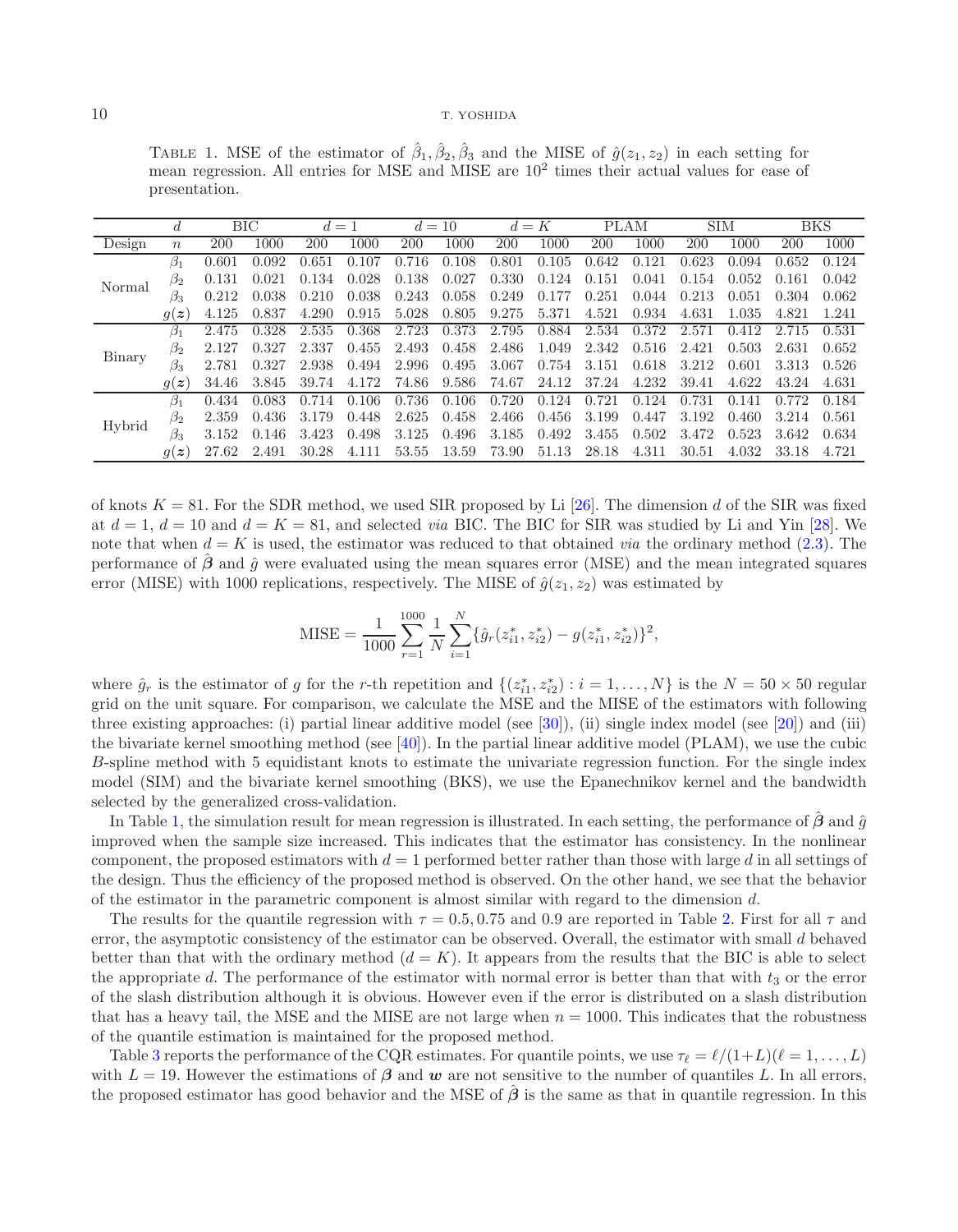Table 1. MSE of the estimator of $\hat{\beta}_1, \hat{\beta}_2, \hat{\beta}_3$ and the MISE of $\hat{g}(z_1, z_2)$ in each setting for mean regression. All entries for MSE and MISE are $10^2$ times their actual values for ease of presentation.

| | $d$ | BIC | | $d=1$ | | $d=10$ | | $d=K$ | | PLAM | | SIM | | BKS | |
|---|---|---|---|---|---|---|---|---|---|---|---|---|---|---|---|
| Design | $n$ | 200 | 1000 | 200 | 1000 | 200 | 1000 | 200 | 1000 | 200 | 1000 | 200 | 1000 | 200 | 1000 |
| Normal | $\beta_1$ | 0.601 | 0.092 | 0.651 | 0.107 | 0.716 | 0.108 | 0.801 | 0.105 | 0.642 | 0.121 | 0.623 | 0.094 | 0.652 | 0.124 |
| | $\beta_2$ | 0.131 | 0.021 | 0.134 | 0.028 | 0.138 | 0.027 | 0.330 | 0.124 | 0.151 | 0.041 | 0.154 | 0.052 | 0.161 | 0.042 |
| | $\beta_3$ | 0.212 | 0.038 | 0.210 | 0.038 | 0.243 | 0.058 | 0.249 | 0.177 | 0.251 | 0.044 | 0.213 | 0.051 | 0.304 | 0.062 |
| | $g(\boldsymbol{z})$ | 4.125 | 0.837 | 4.290 | 0.915 | 5.028 | 0.805 | 9.275 | 5.371 | 4.521 | 0.934 | 4.631 | 1.035 | 4.821 | 1.241 |
| Binary | $\beta_1$ | 2.475 | 0.328 | 2.535 | 0.368 | 2.723 | 0.373 | 2.795 | 0.884 | 2.534 | 0.372 | 2.571 | 0.412 | 2.715 | 0.531 |
| | $\beta_2$ | 2.127 | 0.327 | 2.337 | 0.455 | 2.493 | 0.458 | 2.486 | 1.049 | 2.342 | 0.516 | 2.421 | 0.503 | 2.631 | 0.652 |
| | $\beta_3$ | 2.781 | 0.327 | 2.938 | 0.494 | 2.996 | 0.495 | 3.067 | 0.754 | 3.151 | 0.618 | 3.212 | 0.601 | 3.313 | 0.526 |
| | $g(\boldsymbol{z})$ | 34.46 | 3.845 | 39.74 | 4.172 | 74.86 | 9.586 | 74.67 | 24.12 | 37.24 | 4.232 | 39.41 | 4.622 | 43.24 | 4.631 |
| Hybrid | $\beta_1$ | 0.434 | 0.083 | 0.714 | 0.106 | 0.736 | 0.106 | 0.720 | 0.124 | 0.721 | 0.124 | 0.731 | 0.141 | 0.772 | 0.184 |
| | $\beta_2$ | 2.359 | 0.436 | 3.179 | 0.448 | 2.625 | 0.458 | 2.466 | 0.456 | 3.199 | 0.447 | 3.192 | 0.460 | 3.214 | 0.561 |
| | $\beta_3$ | 3.152 | 0.146 | 3.423 | 0.498 | 3.125 | 0.496 | 3.185 | 0.492 | 3.455 | 0.502 | 3.472 | 0.523 | 3.642 | 0.634 |
| | $g(\boldsymbol{z})$ | 27.62 | 2.491 | 30.28 | 4.111 | 53.55 | 13.59 | 73.90 | 51.13 | 28.18 | 4.311 | 30.51 | 4.032 | 33.18 | 4.721 |

of knots $K = 81$. For the SDR method, we used SIR proposed by Li [26]. The dimension $d$ of the SIR was fixed at $d = 1$, $d = 10$ and $d = K = 81$, and selected *via* BIC. The BIC for SIR was studied by Li and Yin [28]. We note that when $d = K$ is used, the estimator was reduced to that obtained *via* the ordinary method (2.3). The performance of $\hat{\boldsymbol{\beta}}$ and $\hat{g}$ were evaluated using the mean squares error (MSE) and the mean integrated squares error (MISE) with 1000 replications, respectively. The MISE of $\hat{g}(z_1, z_2)$ was estimated by

$$\text{MISE} = \frac{1}{1000}\sum_{r=1}^{1000}\frac{1}{N}\sum_{i=1}^{N}\{\hat{g}_r(z_{i1}^*, z_{i2}^*) - g(z_{i1}^*, z_{i2}^*)\}^2,$$

where $\hat{g}_r$ is the estimator of $g$ for the $r$-th repetition and $\{(z_{i1}^*, z_{i2}^*) : i = 1, \ldots, N\}$ is the $N = 50 \times 50$ regular grid on the unit square. For comparison, we calculate the MSE and the MISE of the estimators with following three existing approaches: (i) partial linear additive model (see [30]), (ii) single index model (see [20]) and (iii) the bivariate kernel smoothing method (see [40]). In the partial linear additive model (PLAM), we use the cubic $B$-spline method with 5 equidistant knots to estimate the univariate regression function. For the single index model (SIM) and the bivariate kernel smoothing (BKS), we use the Epanechnikov kernel and the bandwidth selected by the generalized cross-validation.

In Table 1, the simulation result for mean regression is illustrated. In each setting, the performance of $\hat{\boldsymbol{\beta}}$ and $\hat{g}$ improved when the sample size increased. This indicates that the estimator has consistency. In the nonlinear component, the proposed estimators with $d = 1$ performed better rather than those with large $d$ in all settings of the design. Thus the efficiency of the proposed method is observed. On the other hand, we see that the behavior of the estimator in the parametric component is almost similar with regard to the dimension $d$.

The results for the quantile regression with $\tau = 0.5, 0.75$ and $0.9$ are reported in Table 2. First for all $\tau$ and error, the asymptotic consistency of the estimator can be observed. Overall, the estimator with small $d$ behaved better than that with the ordinary method ($d = K$). It appears from the results that the BIC is able to select the appropriate $d$. The performance of the estimator with normal error is better than that with $t_3$ or the error of the slash distribution although it is obvious. However even if the error is distributed on a slash distribution that has a heavy tail, the MSE and the MISE are not large when $n = 1000$. This indicates that the robustness of the quantile estimation is maintained for the proposed method.

Table 3 reports the performance of the CQR estimates. For quantile points, we use $\tau_\ell = \ell/(1+L)(\ell = 1, \ldots, L)$ with $L = 19$. However the estimations of $\boldsymbol{\beta}$ and $\boldsymbol{w}$ are not sensitive to the number of quantiles $L$. In all errors, the proposed estimator has good behavior and the MSE of $\hat{\boldsymbol{\beta}}$ is the same as that in quantile regression. In this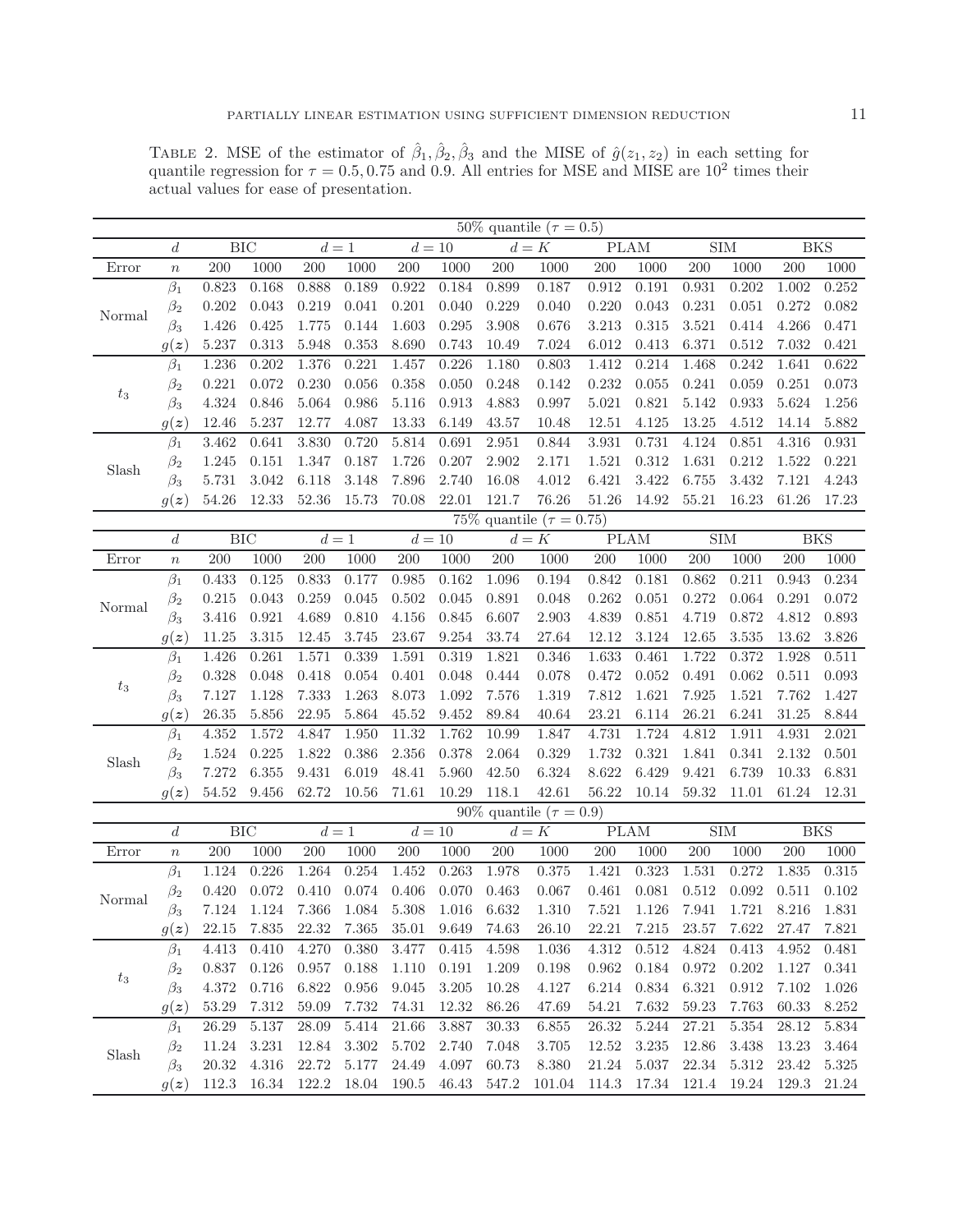TABLE 2. MSE of the estimator of $\hat{\beta}_1, \hat{\beta}_2, \hat{\beta}_3$ and the MISE of $\hat{g}(z_1, z_2)$ in each setting for quantile regression for $\tau = 0.5, 0.75$ and 0.9. All entries for MSE and MISE are $10^2$ times their actual values for ease of presentation.

| | 50% quantile ($\tau = 0.5$) | | | | | | | | | | | | | | | |
|---|---|---|---|---|---|---|---|---|---|---|---|---|---|---|---|---|
| | $d$ | BIC | | $d=1$ | | $d=10$ | | $d=K$ | | PLAM | | SIM | | BKS | | |
| Error | $n$ | 200 | 1000 | 200 | 1000 | 200 | 1000 | 200 | 1000 | 200 | 1000 | 200 | 1000 | 200 | 1000 | |
| Normal | $\beta_1$ | 0.823 | 0.168 | 0.888 | 0.189 | 0.922 | 0.184 | 0.899 | 0.187 | 0.912 | 0.191 | 0.931 | 0.202 | 1.002 | 0.252 | |
| | $\beta_2$ | 0.202 | 0.043 | 0.219 | 0.041 | 0.201 | 0.040 | 0.229 | 0.040 | 0.220 | 0.043 | 0.231 | 0.051 | 0.272 | 0.082 | |
| | $\beta_3$ | 1.426 | 0.425 | 1.775 | 0.144 | 1.603 | 0.295 | 3.908 | 0.676 | 3.213 | 0.315 | 3.521 | 0.414 | 4.266 | 0.471 | |
| | $g(\boldsymbol{z})$ | 5.237 | 0.313 | 5.948 | 0.353 | 8.690 | 0.743 | 10.49 | 7.024 | 6.012 | 0.413 | 6.371 | 0.512 | 7.032 | 0.421 | |
| $t_3$ | $\beta_1$ | 1.236 | 0.202 | 1.376 | 0.221 | 1.457 | 0.226 | 1.180 | 0.803 | 1.412 | 0.214 | 1.468 | 0.242 | 1.641 | 0.622 | |
| | $\beta_2$ | 0.221 | 0.072 | 0.230 | 0.056 | 0.358 | 0.050 | 0.248 | 0.142 | 0.232 | 0.055 | 0.241 | 0.059 | 0.251 | 0.073 | |
| | $\beta_3$ | 4.324 | 0.846 | 5.064 | 0.986 | 5.116 | 0.913 | 4.883 | 0.997 | 5.021 | 0.821 | 5.142 | 0.933 | 5.624 | 1.256 | |
| | $g(\boldsymbol{z})$ | 12.46 | 5.237 | 12.77 | 4.087 | 13.33 | 6.149 | 43.57 | 10.48 | 12.51 | 4.125 | 13.25 | 4.512 | 14.14 | 5.882 | |
| Slash | $\beta_1$ | 3.462 | 0.641 | 3.830 | 0.720 | 5.814 | 0.691 | 2.951 | 0.844 | 3.931 | 0.731 | 4.124 | 0.851 | 4.316 | 0.931 | |
| | $\beta_2$ | 1.245 | 0.151 | 1.347 | 0.187 | 1.726 | 0.207 | 2.902 | 2.171 | 1.521 | 0.312 | 1.631 | 0.212 | 1.522 | 0.221 | |
| | $\beta_3$ | 5.731 | 3.042 | 6.118 | 3.148 | 7.896 | 2.740 | 16.08 | 4.012 | 6.421 | 3.422 | 6.755 | 3.432 | 7.121 | 4.243 | |
| | $g(\boldsymbol{z})$ | 54.26 | 12.33 | 52.36 | 15.73 | 70.08 | 22.01 | 121.7 | 76.26 | 51.26 | 14.92 | 55.21 | 16.23 | 61.26 | 17.23 | |
| | 75% quantile ($\tau = 0.75$) | | | | | | | | | | | | | | | |
| | $d$ | BIC | | $d=1$ | | $d=10$ | | $d=K$ | | PLAM | | SIM | | BKS | | |
| Error | $n$ | 200 | 1000 | 200 | 1000 | 200 | 1000 | 200 | 1000 | 200 | 1000 | 200 | 1000 | 200 | 1000 | |
| Normal | $\beta_1$ | 0.433 | 0.125 | 0.833 | 0.177 | 0.985 | 0.162 | 1.096 | 0.194 | 0.842 | 0.181 | 0.862 | 0.211 | 0.943 | 0.234 | |
| | $\beta_2$ | 0.215 | 0.043 | 0.259 | 0.045 | 0.502 | 0.045 | 0.891 | 0.048 | 0.262 | 0.051 | 0.272 | 0.064 | 0.291 | 0.072 | |
| | $\beta_3$ | 3.416 | 0.921 | 4.689 | 0.810 | 4.156 | 0.845 | 6.607 | 2.903 | 4.839 | 0.851 | 4.719 | 0.872 | 4.812 | 0.893 | |
| | $g(\boldsymbol{z})$ | 11.25 | 3.315 | 12.45 | 3.745 | 23.67 | 9.254 | 33.74 | 27.64 | 12.12 | 3.124 | 12.65 | 3.535 | 13.62 | 3.826 | |
| $t_3$ | $\beta_1$ | 1.426 | 0.261 | 1.571 | 0.339 | 1.591 | 0.319 | 1.821 | 0.346 | 1.633 | 0.461 | 1.722 | 0.372 | 1.928 | 0.511 | |
| | $\beta_2$ | 0.328 | 0.048 | 0.418 | 0.054 | 0.401 | 0.048 | 0.444 | 0.078 | 0.472 | 0.052 | 0.491 | 0.062 | 0.511 | 0.093 | |
| | $\beta_3$ | 7.127 | 1.128 | 7.333 | 1.263 | 8.073 | 1.092 | 7.576 | 1.319 | 7.812 | 1.621 | 7.925 | 1.521 | 7.762 | 1.427 | |
| | $g(\boldsymbol{z})$ | 26.35 | 5.856 | 22.95 | 5.864 | 45.52 | 9.452 | 89.84 | 40.64 | 23.21 | 6.114 | 26.21 | 6.241 | 31.25 | 8.844 | |
| Slash | $\beta_1$ | 4.352 | 1.572 | 4.847 | 1.950 | 11.32 | 1.762 | 10.99 | 1.847 | 4.731 | 1.724 | 4.812 | 1.911 | 4.931 | 2.021 | |
| | $\beta_2$ | 1.524 | 0.225 | 1.822 | 0.386 | 2.356 | 0.378 | 2.064 | 0.329 | 1.732 | 0.321 | 1.841 | 0.341 | 2.132 | 0.501 | |
| | $\beta_3$ | 7.272 | 6.355 | 9.431 | 6.019 | 48.41 | 5.960 | 42.50 | 6.324 | 8.622 | 6.429 | 9.421 | 6.739 | 10.33 | 6.831 | |
| | $g(\boldsymbol{z})$ | 54.52 | 9.456 | 62.72 | 10.56 | 71.61 | 10.29 | 118.1 | 42.61 | 56.22 | 10.14 | 59.32 | 11.01 | 61.24 | 12.31 | |
| | 90% quantile ($\tau = 0.9$) | | | | | | | | | | | | | | | |
| | $d$ | BIC | | $d=1$ | | $d=10$ | | $d=K$ | | PLAM | | SIM | | BKS | | |
| Error | $n$ | 200 | 1000 | 200 | 1000 | 200 | 1000 | 200 | 1000 | 200 | 1000 | 200 | 1000 | 200 | 1000 | |
| Normal | $\beta_1$ | 1.124 | 0.226 | 1.264 | 0.254 | 1.452 | 0.263 | 1.978 | 0.375 | 1.421 | 0.323 | 1.531 | 0.272 | 1.835 | 0.315 | |
| | $\beta_2$ | 0.420 | 0.072 | 0.410 | 0.074 | 0.406 | 0.070 | 0.463 | 0.067 | 0.461 | 0.081 | 0.512 | 0.092 | 0.511 | 0.102 | |
| | $\beta_3$ | 7.124 | 1.124 | 7.366 | 1.084 | 5.308 | 1.016 | 6.632 | 1.310 | 7.521 | 1.126 | 7.941 | 1.721 | 8.216 | 1.831 | |
| | $g(\boldsymbol{z})$ | 22.15 | 7.835 | 22.32 | 7.365 | 35.01 | 9.649 | 74.63 | 26.10 | 22.21 | 7.215 | 23.57 | 7.622 | 27.47 | 7.821 | |
| $t_3$ | $\beta_1$ | 4.413 | 0.410 | 4.270 | 0.380 | 3.477 | 0.415 | 4.598 | 1.036 | 4.312 | 0.512 | 4.824 | 0.413 | 4.952 | 0.481 | |
| | $\beta_2$ | 0.837 | 0.126 | 0.957 | 0.188 | 1.110 | 0.191 | 1.209 | 0.198 | 0.962 | 0.184 | 0.972 | 0.202 | 1.127 | 0.341 | |
| | $\beta_3$ | 4.372 | 0.716 | 6.822 | 0.956 | 9.045 | 3.205 | 10.28 | 4.127 | 6.214 | 0.834 | 6.321 | 0.912 | 7.102 | 1.026 | |
| | $g(\boldsymbol{z})$ | 53.29 | 7.312 | 59.09 | 7.732 | 74.31 | 12.32 | 86.26 | 47.69 | 54.21 | 7.632 | 59.23 | 7.763 | 60.33 | 8.252 | |
| Slash | $\beta_1$ | 26.29 | 5.137 | 28.09 | 5.414 | 21.66 | 3.887 | 30.33 | 6.855 | 26.32 | 5.244 | 27.21 | 5.354 | 28.12 | 5.834 | |
| | $\beta_2$ | 11.24 | 3.231 | 12.84 | 3.302 | 5.702 | 2.740 | 7.048 | 3.705 | 12.52 | 3.235 | 12.86 | 3.438 | 13.23 | 3.464 | |
| | $\beta_3$ | 20.32 | 4.316 | 22.72 | 5.177 | 24.49 | 4.097 | 60.73 | 8.380 | 21.24 | 5.037 | 22.34 | 5.312 | 23.42 | 5.325 | |
| | $g(\boldsymbol{z})$ | 112.3 | 16.34 | 122.2 | 18.04 | 190.5 | 46.43 | 547.2 | 101.04 | 114.3 | 17.34 | 121.4 | 19.24 | 129.3 | 21.24 | |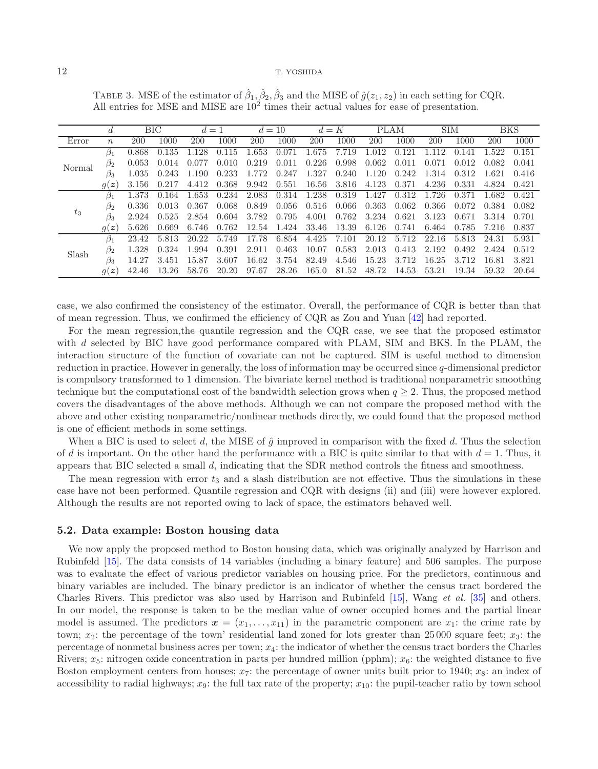TABLE 3. MSE of the estimator of $\hat{\beta}_1, \hat{\beta}_2, \hat{\beta}_3$ and the MISE of $\hat{g}(z_1, z_2)$ in each setting for CQR. All entries for MSE and MISE are $10^2$ times their actual values for ease of presentation.

| | $d$ | BIC | | $d=1$ | | $d=10$ | | $d=K$ | | PLAM | | SIM | | BKS | |
|---|---|---|---|---|---|---|---|---|---|---|---|---|---|---|---|
| Error | $n$ | 200 | 1000 | 200 | 1000 | 200 | 1000 | 200 | 1000 | 200 | 1000 | 200 | 1000 | 200 | 1000 |
| Normal | $\beta_1$ | 0.868 | 0.135 | 1.128 | 0.115 | 1.653 | 0.071 | 1.675 | 7.719 | 1.012 | 0.121 | 1.112 | 0.141 | 1.522 | 0.151 |
| | $\beta_2$ | 0.053 | 0.014 | 0.077 | 0.010 | 0.219 | 0.011 | 0.226 | 0.998 | 0.062 | 0.011 | 0.071 | 0.012 | 0.082 | 0.041 |
| | $\beta_3$ | 1.035 | 0.243 | 1.190 | 0.233 | 1.772 | 0.247 | 1.327 | 0.240 | 1.120 | 0.242 | 1.314 | 0.312 | 1.621 | 0.416 |
| | $g(\boldsymbol{z})$ | 3.156 | 0.217 | 4.412 | 0.368 | 9.942 | 0.551 | 16.56 | 3.816 | 4.123 | 0.371 | 4.236 | 0.331 | 4.824 | 0.421 |
| $t_3$ | $\beta_1$ | 1.373 | 0.164 | 1.653 | 0.234 | 2.083 | 0.314 | 1.238 | 0.319 | 1.427 | 0.312 | 1.726 | 0.371 | 1.682 | 0.421 |
| | $\beta_2$ | 0.336 | 0.013 | 0.367 | 0.068 | 0.849 | 0.056 | 0.516 | 0.066 | 0.363 | 0.062 | 0.366 | 0.072 | 0.384 | 0.082 |
| | $\beta_3$ | 2.924 | 0.525 | 2.854 | 0.604 | 3.782 | 0.795 | 4.001 | 0.762 | 3.234 | 0.621 | 3.123 | 0.671 | 3.314 | 0.701 |
| | $g(\boldsymbol{z})$ | 5.626 | 0.669 | 6.746 | 0.762 | 12.54 | 1.424 | 33.46 | 13.39 | 6.126 | 0.741 | 6.464 | 0.785 | 7.216 | 0.837 |
| Slash | $\beta_1$ | 23.42 | 5.813 | 20.22 | 5.749 | 17.78 | 6.854 | 4.425 | 7.101 | 20.12 | 5.712 | 22.16 | 5.813 | 24.31 | 5.931 |
| | $\beta_2$ | 1.328 | 0.324 | 1.994 | 0.391 | 2.911 | 0.463 | 10.07 | 0.583 | 2.013 | 0.413 | 2.192 | 0.492 | 2.424 | 0.512 |
| | $\beta_3$ | 14.27 | 3.451 | 15.87 | 3.607 | 16.62 | 3.754 | 82.49 | 4.546 | 15.23 | 3.712 | 16.25 | 3.712 | 16.81 | 3.821 |
| | $g(\boldsymbol{z})$ | 42.46 | 13.26 | 58.76 | 20.20 | 97.67 | 28.26 | 165.0 | 81.52 | 48.72 | 14.53 | 53.21 | 19.34 | 59.32 | 20.64 |

case, we also confirmed the consistency of the estimator. Overall, the performance of CQR is better than that of mean regression. Thus, we confirmed the efficiency of CQR as Zou and Yuan [42] had reported.

For the mean regression,the quantile regression and the CQR case, we see that the proposed estimator with $d$ selected by BIC have good performance compared with PLAM, SIM and BKS. In the PLAM, the interaction structure of the function of covariate can not be captured. SIM is useful method to dimension reduction in practice. However in generally, the loss of information may be occurred since $q$-dimensional predictor is compulsory transformed to 1 dimension. The bivariate kernel method is traditional nonparametric smoothing technique but the computational cost of the bandwidth selection grows when $q \geq 2$. Thus, the proposed method covers the disadvantages of the above methods. Although we can not compare the proposed method with the above and other existing nonparametric/nonlinear methods directly, we could found that the proposed method is one of efficient methods in some settings.

When a BIC is used to select $d$, the MISE of $\hat{g}$ improved in comparison with the fixed $d$. Thus the selection of $d$ is important. On the other hand the performance with a BIC is quite similar to that with $d = 1$. Thus, it appears that BIC selected a small $d$, indicating that the SDR method controls the fitness and smoothness.

The mean regression with error $t_3$ and a slash distribution are not effective. Thus the simulations in these case have not been performed. Quantile regression and CQR with designs (ii) and (iii) were however explored. Although the results are not reported owing to lack of space, the estimators behaved well.

### 5.2. Data example: Boston housing data

We now apply the proposed method to Boston housing data, which was originally analyzed by Harrison and Rubinfeld [15]. The data consists of 14 variables (including a binary feature) and 506 samples. The purpose was to evaluate the effect of various predictor variables on housing price. For the predictors, continuous and binary variables are included. The binary predictor is an indicator of whether the census tract bordered the Charles Rivers. This predictor was also used by Harrison and Rubinfeld [15], Wang *et al.* [35] and others. In our model, the response is taken to be the median value of owner occupied homes and the partial linear model is assumed. The predictors $\boldsymbol{x} = (x_1, \ldots, x_{11})$ in the parametric component are $x_1$: the crime rate by town; $x_2$: the percentage of the town' residential land zoned for lots greater than 25 000 square feet; $x_3$: the percentage of nonmetal business acres per town; $x_4$: the indicator of whether the census tract borders the Charles Rivers; $x_5$: nitrogen oxide concentration in parts per hundred million (pphm); $x_6$: the weighted distance to five Boston employment centers from houses; $x_7$: the percentage of owner units built prior to 1940; $x_8$: an index of accessibility to radial highways; $x_9$: the full tax rate of the property; $x_{10}$: the pupil-teacher ratio by town school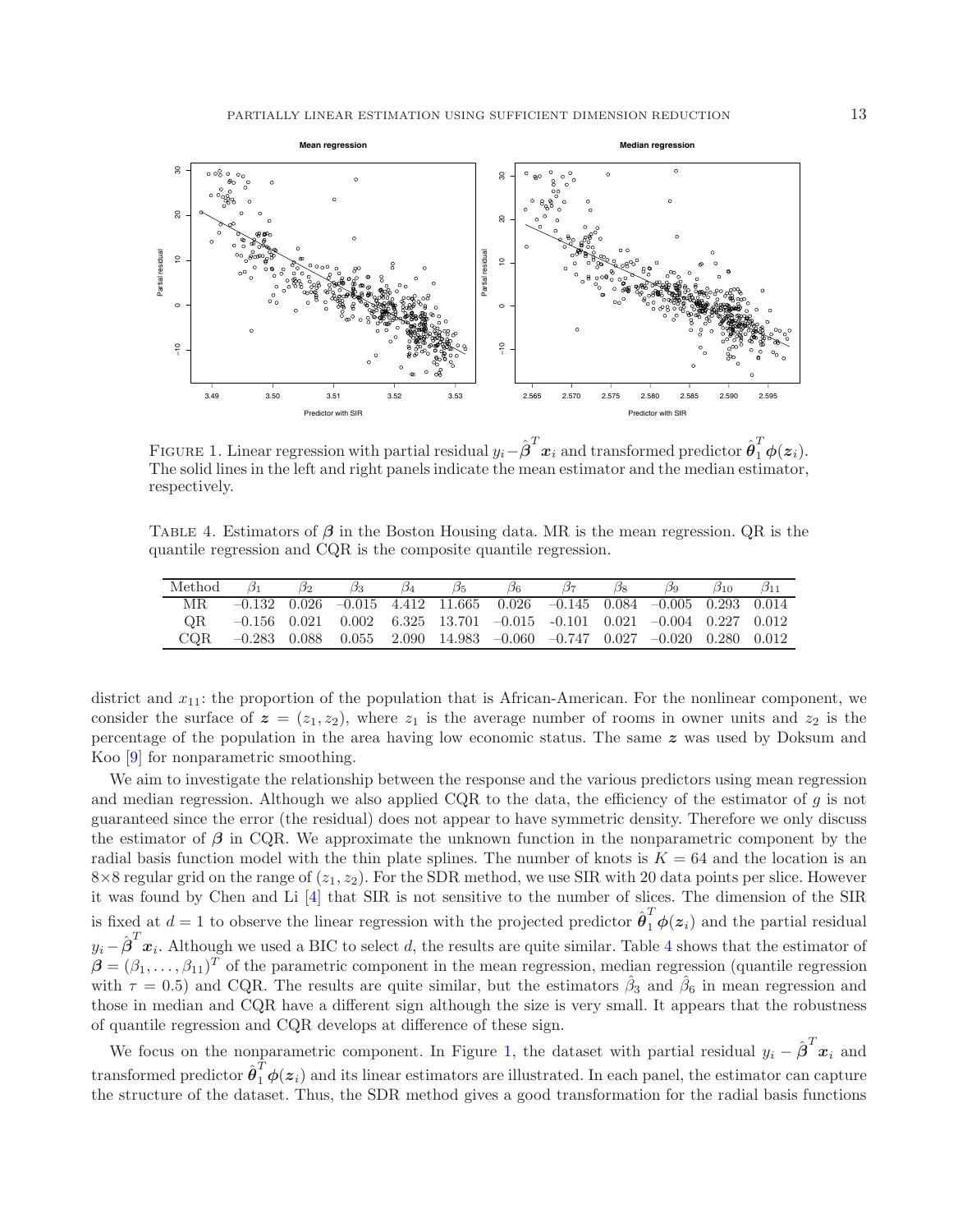FIGURE 1. Linear regression with partial residual $y_i - \hat{\boldsymbol{\beta}}^T \boldsymbol{x}_i$ and transformed predictor $\hat{\boldsymbol{\theta}}_1^T \boldsymbol{\phi}(\boldsymbol{z}_i)$. The solid lines in the left and right panels indicate the mean estimator and the median estimator, respectively.

TABLE 4. Estimators of $\boldsymbol{\beta}$ in the Boston Housing data. MR is the mean regression. QR is the quantile regression and CQR is the composite quantile regression.

| Method | $\beta_1$ | $\beta_2$ | $\beta_3$ | $\beta_4$ | $\beta_5$ | $\beta_6$ | $\beta_7$ | $\beta_8$ | $\beta_9$ | $\beta_{10}$ | $\beta_{11}$ |
|---|---|---|---|---|---|---|---|---|---|---|---|
| MR | −0.132 | 0.026 | −0.015 | 4.412 | 11.665 | 0.026 | −0.145 | 0.084 | −0.005 | 0.293 | 0.014 |
| QR | −0.156 | 0.021 | 0.002 | 6.325 | 13.701 | −0.015 | -0.101 | 0.021 | −0.004 | 0.227 | 0.012 |
| CQR | −0.283 | 0.088 | 0.055 | 2.090 | 14.983 | −0.060 | −0.747 | 0.027 | −0.020 | 0.280 | 0.012 |

district and $x_{11}$: the proportion of the population that is African-American. For the nonlinear component, we consider the surface of $\boldsymbol{z} = (z_1, z_2)$, where $z_1$ is the average number of rooms in owner units and $z_2$ is the percentage of the population in the area having low economic status. The same $\boldsymbol{z}$ was used by Doksum and Koo [9] for nonparametric smoothing.

We aim to investigate the relationship between the response and the various predictors using mean regression and median regression. Although we also applied CQR to the data, the efficiency of the estimator of $g$ is not guaranteed since the error (the residual) does not appear to have symmetric density. Therefore we only discuss the estimator of $\boldsymbol{\beta}$ in CQR. We approximate the unknown function in the nonparametric component by the radial basis function model with the thin plate splines. The number of knots is $K = 64$ and the location is an $8\times 8$ regular grid on the range of $(z_1, z_2)$. For the SDR method, we use SIR with 20 data points per slice. However it was found by Chen and Li [4] that SIR is not sensitive to the number of slices. The dimension of the SIR is fixed at $d = 1$ to observe the linear regression with the projected predictor $\hat{\boldsymbol{\theta}}_1^T \boldsymbol{\phi}(\boldsymbol{z}_i)$ and the partial residual $y_i - \hat{\boldsymbol{\beta}}^T \boldsymbol{x}_i$. Although we used a BIC to select $d$, the results are quite similar. Table 4 shows that the estimator of $\boldsymbol{\beta} = (\beta_1, \ldots, \beta_{11})^T$ of the parametric component in the mean regression, median regression (quantile regression with $\tau = 0.5$) and CQR. The results are quite similar, but the estimators $\hat{\beta}_3$ and $\hat{\beta}_6$ in mean regression and those in median and CQR have a different sign although the size is very small. It appears that the robustness of quantile regression and CQR develops at difference of these sign.

We focus on the nonparametric component. In Figure 1, the dataset with partial residual $y_i - \hat{\boldsymbol{\beta}}^T \boldsymbol{x}_i$ and transformed predictor $\hat{\boldsymbol{\theta}}_1^T \boldsymbol{\phi}(\boldsymbol{z}_i)$ and its linear estimators are illustrated. In each panel, the estimator can capture the structure of the dataset. Thus, the SDR method gives a good transformation for the radial basis functions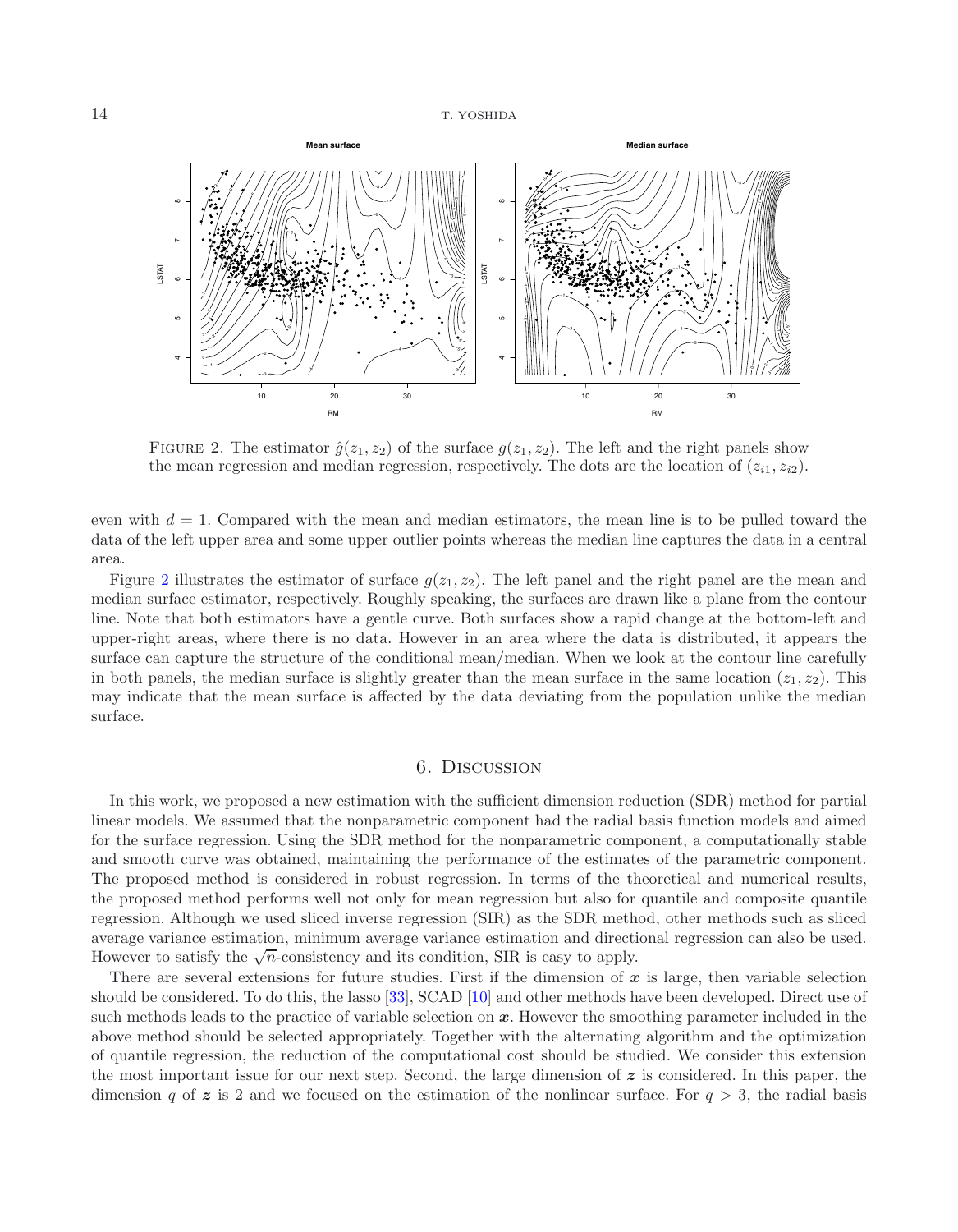FIGURE 2. The estimator $\hat{g}(z_1, z_2)$ of the surface $g(z_1, z_2)$. The left and the right panels show the mean regression and median regression, respectively. The dots are the location of $(z_{i1}, z_{i2})$.

even with $d = 1$. Compared with the mean and median estimators, the mean line is to be pulled toward the data of the left upper area and some upper outlier points whereas the median line captures the data in a central area.

Figure 2 illustrates the estimator of surface $g(z_1, z_2)$. The left panel and the right panel are the mean and median surface estimator, respectively. Roughly speaking, the surfaces are drawn like a plane from the contour line. Note that both estimators have a gentle curve. Both surfaces show a rapid change at the bottom-left and upper-right areas, where there is no data. However in an area where the data is distributed, it appears the surface can capture the structure of the conditional mean/median. When we look at the contour line carefully in both panels, the median surface is slightly greater than the mean surface in the same location $(z_1, z_2)$. This may indicate that the mean surface is affected by the data deviating from the population unlike the median surface.

## 6. Discussion

In this work, we proposed a new estimation with the sufficient dimension reduction (SDR) method for partial linear models. We assumed that the nonparametric component had the radial basis function models and aimed for the surface regression. Using the SDR method for the nonparametric component, a computationally stable and smooth curve was obtained, maintaining the performance of the estimates of the parametric component. The proposed method is considered in robust regression. In terms of the theoretical and numerical results, the proposed method performs well not only for mean regression but also for quantile and composite quantile regression. Although we used sliced inverse regression (SIR) as the SDR method, other methods such as sliced average variance estimation, minimum average variance estimation and directional regression can also be used. However to satisfy the $\sqrt{n}$-consistency and its condition, SIR is easy to apply.

There are several extensions for future studies. First if the dimension of $\boldsymbol{x}$ is large, then variable selection should be considered. To do this, the lasso [33], SCAD [10] and other methods have been developed. Direct use of such methods leads to the practice of variable selection on $\boldsymbol{x}$. However the smoothing parameter included in the above method should be selected appropriately. Together with the alternating algorithm and the optimization of quantile regression, the reduction of the computational cost should be studied. We consider this extension the most important issue for our next step. Second, the large dimension of $\boldsymbol{z}$ is considered. In this paper, the dimension $q$ of $\boldsymbol{z}$ is 2 and we focused on the estimation of the nonlinear surface. For $q > 3$, the radial basis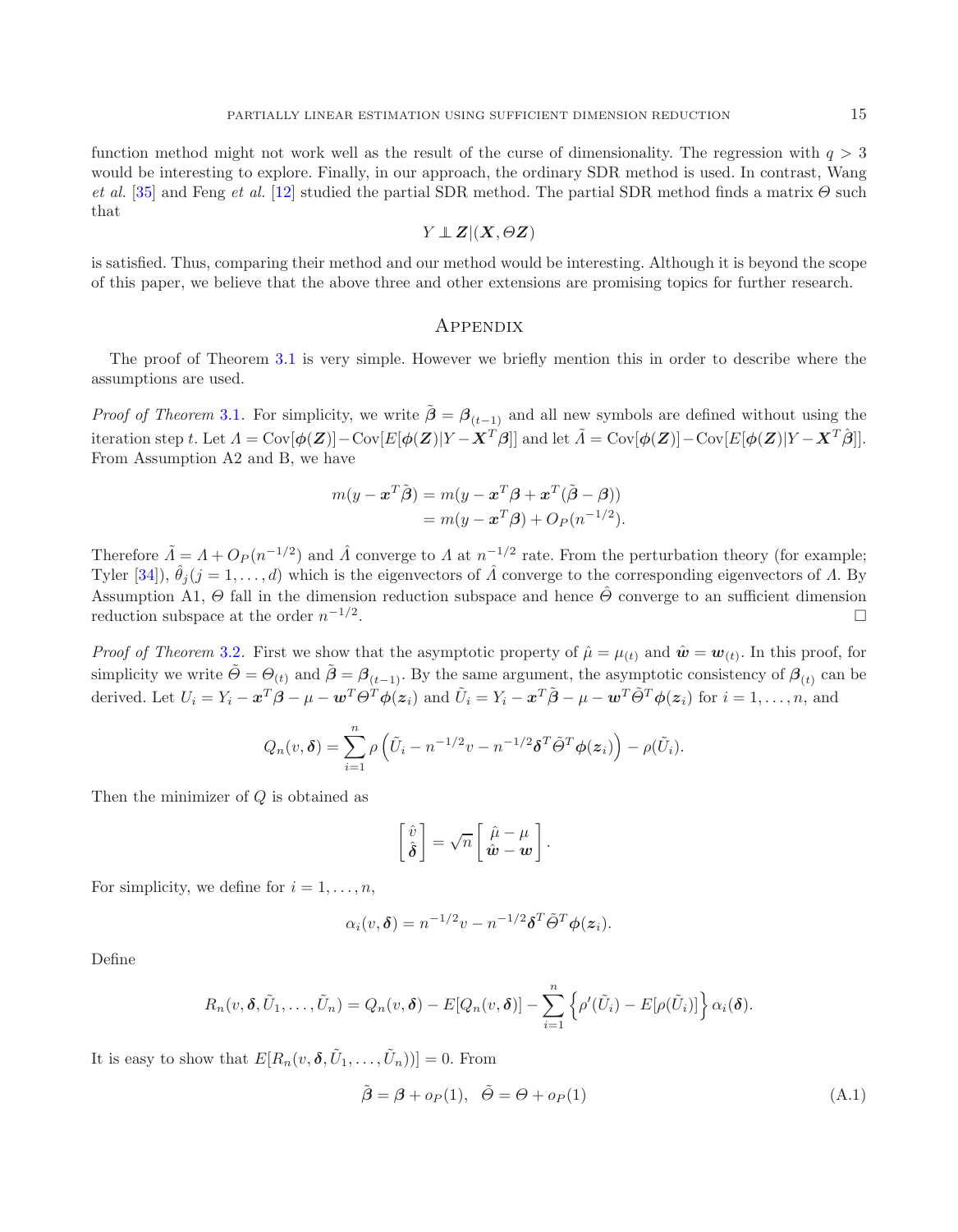function method might not work well as the result of the curse of dimensionality. The regression with $q > 3$ would be interesting to explore. Finally, in our approach, the ordinary SDR method is used. In contrast, Wang *et al.* [35] and Feng *et al.* [12] studied the partial SDR method. The partial SDR method finds a matrix $\Theta$ such that

$$Y \perp \boldsymbol{Z} | (\boldsymbol{X}, \Theta \boldsymbol{Z})$$

is satisfied. Thus, comparing their method and our method would be interesting. Although it is beyond the scope of this paper, we believe that the above three and other extensions are promising topics for further research.

# Appendix

The proof of Theorem 3.1 is very simple. However we briefly mention this in order to describe where the assumptions are used.

*Proof of Theorem* 3.1. For simplicity, we write $\tilde{\boldsymbol{\beta}} = \boldsymbol{\beta}_{(t-1)}$ and all new symbols are defined without using the iteration step $t$. Let $\Lambda = \mathrm{Cov}[\boldsymbol{\phi}(\boldsymbol{Z})] - \mathrm{Cov}[E[\boldsymbol{\phi}(\boldsymbol{Z})|Y - \boldsymbol{X}^T\boldsymbol{\beta}]]$ and let $\tilde{\Lambda} = \mathrm{Cov}[\boldsymbol{\phi}(\boldsymbol{Z})] - \mathrm{Cov}[E[\boldsymbol{\phi}(\boldsymbol{Z})|Y - \boldsymbol{X}^T\hat{\boldsymbol{\beta}}]]$. From Assumption A2 and B, we have

$$\begin{aligned} m(y - \boldsymbol{x}^T\tilde{\boldsymbol{\beta}}) &= m(y - \boldsymbol{x}^T\boldsymbol{\beta} + \boldsymbol{x}^T(\tilde{\boldsymbol{\beta}} - \boldsymbol{\beta})) \\ &= m(y - \boldsymbol{x}^T\boldsymbol{\beta}) + O_P(n^{-1/2}). \end{aligned}$$

Therefore $\tilde{\Lambda} = \Lambda + O_P(n^{-1/2})$ and $\hat{\Lambda}$ converge to $\Lambda$ at $n^{-1/2}$ rate. From the perturbation theory (for example; Tyler [34]), $\hat{\theta}_j (j = 1, \ldots, d)$ which is the eigenvectors of $\hat{\Lambda}$ converge to the corresponding eigenvectors of $\Lambda$. By Assumption A1, $\Theta$ fall in the dimension reduction subspace and hence $\hat{\Theta}$ converge to an sufficient dimension reduction subspace at the order $n^{-1/2}$. □

*Proof of Theorem* 3.2. First we show that the asymptotic property of $\hat{\mu} = \mu_{(t)}$ and $\hat{\boldsymbol{w}} = \boldsymbol{w}_{(t)}$. In this proof, for simplicity we write $\tilde{\Theta} = \Theta_{(t)}$ and $\tilde{\boldsymbol{\beta}} = \boldsymbol{\beta}_{(t-1)}$. By the same argument, the asymptotic consistency of $\boldsymbol{\beta}_{(t)}$ can be derived. Let $U_i = Y_i - \boldsymbol{x}^T\boldsymbol{\beta} - \mu - \boldsymbol{w}^T\Theta^T\boldsymbol{\phi}(\boldsymbol{z}_i)$ and $\tilde{U}_i = Y_i - \boldsymbol{x}^T\tilde{\boldsymbol{\beta}} - \mu - \boldsymbol{w}^T\tilde{\Theta}^T\boldsymbol{\phi}(\boldsymbol{z}_i)$ for $i = 1, \ldots, n$, and

$$Q_n(v, \boldsymbol{\delta}) = \sum_{i=1}^{n} \rho\left(\tilde{U}_i - n^{-1/2}v - n^{-1/2}\boldsymbol{\delta}^T\tilde{\Theta}^T\boldsymbol{\phi}(\boldsymbol{z}_i)\right) - \rho(\tilde{U}_i).$$

Then the minimizer of $Q$ is obtained as

$$\begin{bmatrix} \hat{v} \\ \hat{\boldsymbol{\delta}} \end{bmatrix} = \sqrt{n} \begin{bmatrix} \hat{\mu} - \mu \\ \hat{\boldsymbol{w}} - \boldsymbol{w} \end{bmatrix}.$$

For simplicity, we define for $i = 1, \ldots, n$,

$$\alpha_i(v, \boldsymbol{\delta}) = n^{-1/2}v - n^{-1/2}\boldsymbol{\delta}^T\tilde{\Theta}^T\boldsymbol{\phi}(\boldsymbol{z}_i).$$

Define

$$R_n(v, \boldsymbol{\delta}, \tilde{U}_1, \ldots, \tilde{U}_n) = Q_n(v, \boldsymbol{\delta}) - E[Q_n(v, \boldsymbol{\delta})] - \sum_{i=1}^{n} \left\{\rho'(\tilde{U}_i) - E[\rho(\tilde{U}_i)]\right\} \alpha_i(\boldsymbol{\delta}).$$

It is easy to show that $E[R_n(v, \boldsymbol{\delta}, \tilde{U}_1, \ldots, \tilde{U}_n))] = 0$. From

$$\tilde{\boldsymbol{\beta}} = \boldsymbol{\beta} + o_P(1), \quad \tilde{\Theta} = \Theta + o_P(1) \tag{A.1}$$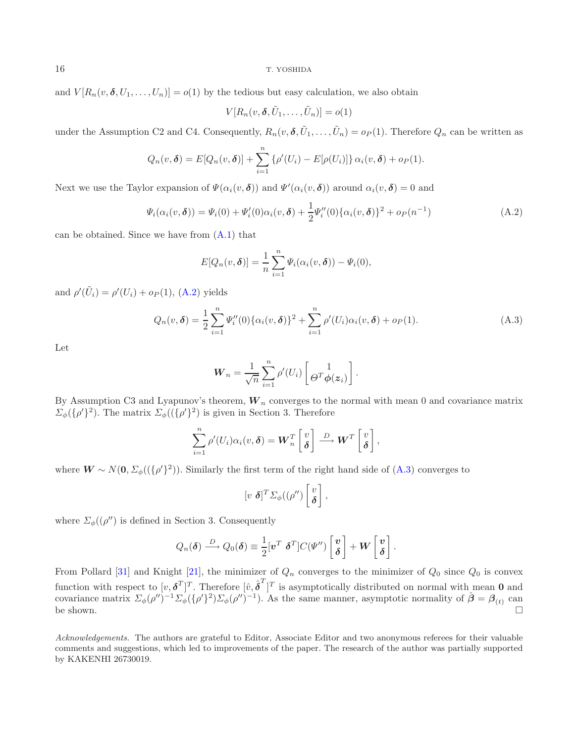and $V[R_n(v, \boldsymbol{\delta}, U_1, \ldots, U_n)] = o(1)$ by the tedious but easy calculation, we also obtain

$$V[R_n(v, \boldsymbol{\delta}, \tilde{U}_1, \ldots, \tilde{U}_n)] = o(1)$$

under the Assumption C2 and C4. Consequently, $R_n(v, \boldsymbol{\delta}, \tilde{U}_1, \ldots, \tilde{U}_n) = o_P(1)$. Therefore $Q_n$ can be written as

$$Q_n(v, \boldsymbol{\delta}) = E[Q_n(v, \boldsymbol{\delta})] + \sum_{i=1}^{n} \left\{\rho'(U_i) - E[\rho(U_i)]\right\} \alpha_i(v, \boldsymbol{\delta}) + o_P(1).$$

Next we use the Taylor expansion of $\Psi(\alpha_i(v, \boldsymbol{\delta}))$ and $\Psi'(\alpha_i(v, \boldsymbol{\delta}))$ around $\alpha_i(v, \boldsymbol{\delta}) = 0$ and

$$\Psi_i(\alpha_i(v, \boldsymbol{\delta})) = \Psi_i(0) + \Psi_i'(0)\alpha_i(v, \boldsymbol{\delta}) + \frac{1}{2}\Psi_i''(0)\{\alpha_i(v, \boldsymbol{\delta})\}^2 + o_P(n^{-1}) \tag{A.2}$$

can be obtained. Since we have from (A.1) that

$$E[Q_n(v, \boldsymbol{\delta})] = \frac{1}{n}\sum_{i=1}^{n} \Psi_i(\alpha_i(v, \boldsymbol{\delta})) - \Psi_i(0),$$

and $\rho'(\tilde{U}_i) = \rho'(U_i) + o_P(1)$, (A.2) yields

$$Q_n(v, \boldsymbol{\delta}) = \frac{1}{2}\sum_{i=1}^{n} \Psi_i''(0)\{\alpha_i(v, \boldsymbol{\delta})\}^2 + \sum_{i=1}^{n} \rho'(U_i)\alpha_i(v, \boldsymbol{\delta}) + o_P(1). \tag{A.3}$$

Let

$$\boldsymbol{W}_n = \frac{1}{\sqrt{n}}\sum_{i=1}^{n} \rho'(U_i) \begin{bmatrix} 1 \\ \Theta^T \boldsymbol{\phi}(\boldsymbol{z}_i) \end{bmatrix}.$$

By Assumption C3 and Lyapunov's theorem, $\boldsymbol{W}_n$ converges to the normal with mean 0 and covariance matrix $\Sigma_\phi(\{\rho'\}^2)$. The matrix $\Sigma_\phi((\{\rho'\}^2)$ is given in Section 3. Therefore

$$\sum_{i=1}^{n} \rho'(U_i)\alpha_i(v, \boldsymbol{\delta}) = \boldsymbol{W}_n^T \begin{bmatrix} v \\ \boldsymbol{\delta} \end{bmatrix} \xrightarrow{D} \boldsymbol{W}^T \begin{bmatrix} v \\ \boldsymbol{\delta} \end{bmatrix},$$

where $\boldsymbol{W} \sim N(\boldsymbol{0}, \Sigma_\phi((\{\rho'\}^2))$. Similarly the first term of the right hand side of (A.3) converges to

$$[v \ \boldsymbol{\delta}]^T \Sigma_\phi((\rho'') \begin{bmatrix} v \\ \boldsymbol{\delta} \end{bmatrix},$$

where $\Sigma_\phi((\rho'')$ is defined in Section 3. Consequently

$$Q_n(\boldsymbol{\delta}) \xrightarrow{D} Q_0(\boldsymbol{\delta}) \equiv \frac{1}{2}[\boldsymbol{v}^T \ \boldsymbol{\delta}^T] C(\Psi'') \begin{bmatrix} \boldsymbol{v} \\ \boldsymbol{\delta} \end{bmatrix} + \boldsymbol{W} \begin{bmatrix} \boldsymbol{v} \\ \boldsymbol{\delta} \end{bmatrix}.$$

From Pollard [31] and Knight [21], the minimizer of $Q_n$ converges to the minimizer of $Q_0$ since $Q_0$ is convex function with respect to $[v, \boldsymbol{\delta}^T]^T$. Therefore $[\hat{v}, \hat{\boldsymbol{\delta}}^T]^T$ is asymptotically distributed on normal with mean $\boldsymbol{0}$ and covariance matrix $\Sigma_\phi(\rho'')^{-1}\Sigma_\phi(\{\rho'\}^2)\Sigma_\phi(\rho'')^{-1})$. As the same manner, asymptotic normality of $\hat{\boldsymbol{\beta}} = \boldsymbol{\beta}_{(t)}$ can be shown. □

*Acknowledgements.* The authors are grateful to Editor, Associate Editor and two anonymous referees for their valuable comments and suggestions, which led to improvements of the paper. The research of the author was partially supported by KAKENHI 26730019.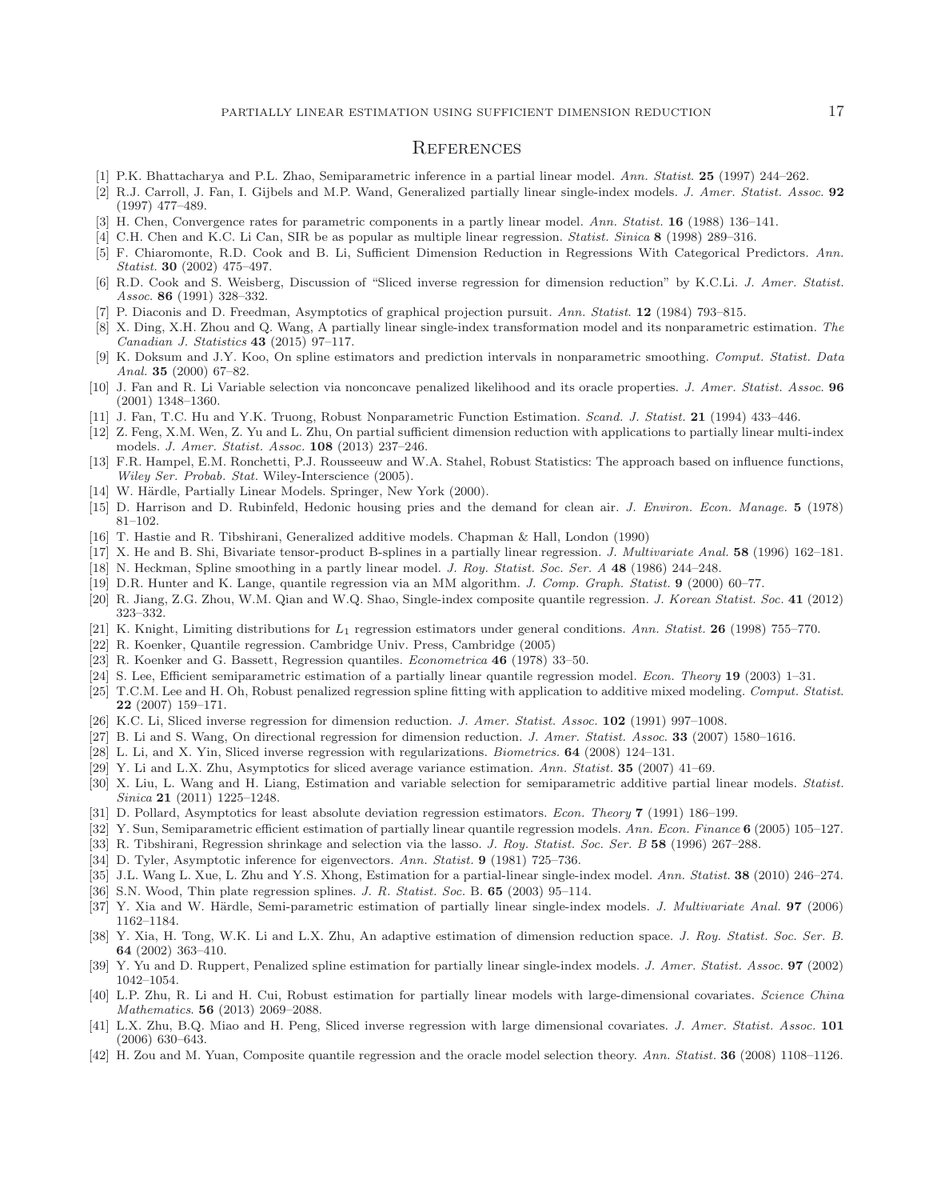# References

[1] P.K. Bhattacharya and P.L. Zhao, Semiparametric inference in a partial linear model. *Ann. Statist.* **25** (1997) 244–262.

[2] R.J. Carroll, J. Fan, I. Gijbels and M.P. Wand, Generalized partially linear single-index models. *J. Amer. Statist. Assoc.* **92** (1997) 477–489.

[3] H. Chen, Convergence rates for parametric components in a partly linear model. *Ann. Statist.* **16** (1988) 136–141.

[4] C.H. Chen and K.C. Li Can, SIR be as popular as multiple linear regression. *Statist. Sinica* **8** (1998) 289–316.

[5] F. Chiaromonte, R.D. Cook and B. Li, Sufficient Dimension Reduction in Regressions With Categorical Predictors. *Ann. Statist.* **30** (2002) 475–497.

[6] R.D. Cook and S. Weisberg, Discussion of "Sliced inverse regression for dimension reduction" by K.C.Li. *J. Amer. Statist. Assoc.* **86** (1991) 328–332.

[7] P. Diaconis and D. Freedman, Asymptotics of graphical projection pursuit. *Ann. Statist.* **12** (1984) 793–815.

[8] X. Ding, X.H. Zhou and Q. Wang, A partially linear single-index transformation model and its nonparametric estimation. *The Canadian J. Statistics* **43** (2015) 97–117.

[9] K. Doksum and J.Y. Koo, On spline estimators and prediction intervals in nonparametric smoothing. *Comput. Statist. Data Anal.* **35** (2000) 67–82.

[10] J. Fan and R. Li Variable selection via nonconcave penalized likelihood and its oracle properties. *J. Amer. Statist. Assoc.* **96** (2001) 1348–1360.

[11] J. Fan, T.C. Hu and Y.K. Truong, Robust Nonparametric Function Estimation. *Scand. J. Statist.* **21** (1994) 433–446.

[12] Z. Feng, X.M. Wen, Z. Yu and L. Zhu, On partial sufficient dimension reduction with applications to partially linear multi-index models. *J. Amer. Statist. Assoc.* **108** (2013) 237–246.

[13] F.R. Hampel, E.M. Ronchetti, P.J. Rousseeuw and W.A. Stahel, Robust Statistics: The approach based on influence functions, *Wiley Ser. Probab. Stat.* Wiley-Interscience (2005).

[14] W. Härdle, Partially Linear Models. Springer, New York (2000).

[15] D. Harrison and D. Rubinfeld, Hedonic housing pries and the demand for clean air. *J. Environ. Econ. Manage.* **5** (1978) 81–102.

[16] T. Hastie and R. Tibshirani, Generalized additive models. Chapman & Hall, London (1990)

[17] X. He and B. Shi, Bivariate tensor-product B-splines in a partially linear regression. *J. Multivariate Anal.* **58** (1996) 162–181.

[18] N. Heckman, Spline smoothing in a partly linear model. *J. Roy. Statist. Soc. Ser. A* **48** (1986) 244–248.

[19] D.R. Hunter and K. Lange, quantile regression via an MM algorithm. *J. Comp. Graph. Statist.* **9** (2000) 60–77.

[20] R. Jiang, Z.G. Zhou, W.M. Qian and W.Q. Shao, Single-index composite quantile regression. *J. Korean Statist. Soc.* **41** (2012) 323–332.

[21] K. Knight, Limiting distributions for $L_1$ regression estimators under general conditions. *Ann. Statist.* **26** (1998) 755–770.

[22] R. Koenker, Quantile regression. Cambridge Univ. Press, Cambridge (2005)

[23] R. Koenker and G. Bassett, Regression quantiles. *Econometrica* **46** (1978) 33–50.

[24] S. Lee, Efficient semiparametric estimation of a partially linear quantile regression model. *Econ. Theory* **19** (2003) 1–31.

[25] T.C.M. Lee and H. Oh, Robust penalized regression spline fitting with application to additive mixed modeling. *Comput. Statist.* **22** (2007) 159–171.

[26] K.C. Li, Sliced inverse regression for dimension reduction. *J. Amer. Statist. Assoc.* **102** (1991) 997–1008.

[27] B. Li and S. Wang, On directional regression for dimension reduction. *J. Amer. Statist. Assoc.* **33** (2007) 1580–1616.

[28] L. Li, and X. Yin, Sliced inverse regression with regularizations. *Biometrics.* **64** (2008) 124–131.

[29] Y. Li and L.X. Zhu, Asymptotics for sliced average variance estimation. *Ann. Statist.* **35** (2007) 41–69.

[30] X. Liu, L. Wang and H. Liang, Estimation and variable selection for semiparametric additive partial linear models. *Statist. Sinica* **21** (2011) 1225–1248.

[31] D. Pollard, Asymptotics for least absolute deviation regression estimators. *Econ. Theory* **7** (1991) 186–199.

[32] Y. Sun, Semiparametric efficient estimation of partially linear quantile regression models. *Ann. Econ. Finance* **6** (2005) 105–127.

[33] R. Tibshirani, Regression shrinkage and selection via the lasso. *J. Roy. Statist. Soc. Ser. B* **58** (1996) 267–288.

[34] D. Tyler, Asymptotic inference for eigenvectors. *Ann. Statist.* **9** (1981) 725–736.

[35] J.L. Wang L. Xue, L. Zhu and Y.S. Xhong, Estimation for a partial-linear single-index model. *Ann. Statist.* **38** (2010) 246–274.

[36] S.N. Wood, Thin plate regression splines. *J. R. Statist. Soc.* B. **65** (2003) 95–114.

[37] Y. Xia and W. Härdle, Semi-parametric estimation of partially linear single-index models. *J. Multivariate Anal.* **97** (2006) 1162–1184.

[38] Y. Xia, H. Tong, W.K. Li and L.X. Zhu, An adaptive estimation of dimension reduction space. *J. Roy. Statist. Soc. Ser. B.* **64** (2002) 363–410.

[39] Y. Yu and D. Ruppert, Penalized spline estimation for partially linear single-index models. *J. Amer. Statist. Assoc.* **97** (2002) 1042–1054.

[40] L.P. Zhu, R. Li and H. Cui, Robust estimation for partially linear models with large-dimensional covariates. *Science China Mathematics.* **56** (2013) 2069–2088.

[41] L.X. Zhu, B.Q. Miao and H. Peng, Sliced inverse regression with large dimensional covariates. *J. Amer. Statist. Assoc.* **101** (2006) 630–643.

[42] H. Zou and M. Yuan, Composite quantile regression and the oracle model selection theory. *Ann. Statist.* **36** (2008) 1108–1126.